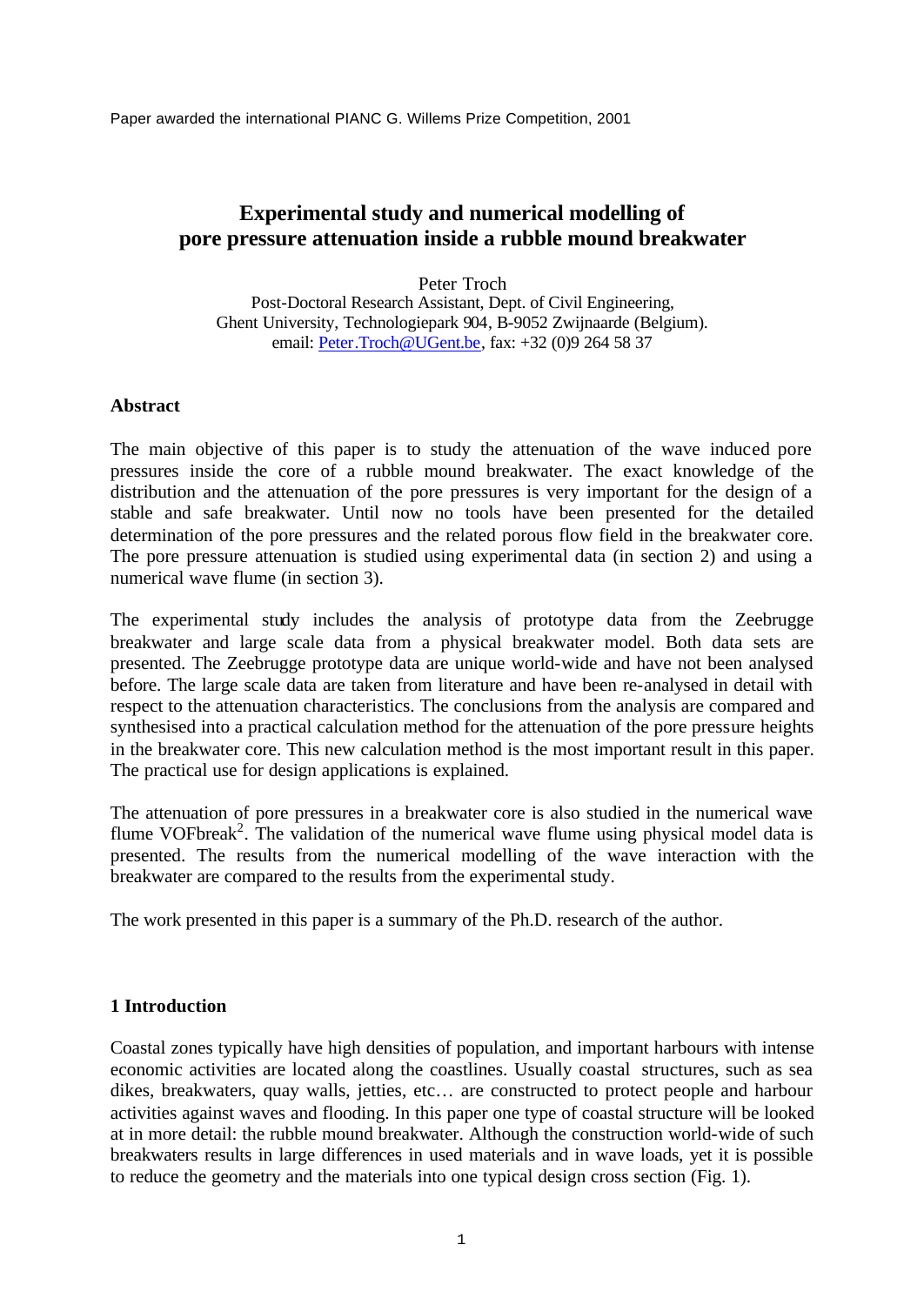Paper awarded the international PIANC G. Willems Prize Competition, 2001

# Experimental study and numerical modelling of pore pressure attenuation inside a rubble mound breakwater

Peter Troch
Post-Doctoral Research Assistant, Dept. of Civil Engineering,
Ghent University, Technologiepark 904, B-9052 Zwijnaarde (Belgium).
email: Peter.Troch@UGent.be, fax: +32 (0)9 264 58 37

## Abstract

The main objective of this paper is to study the attenuation of the wave induced pore pressures inside the core of a rubble mound breakwater. The exact knowledge of the distribution and the attenuation of the pore pressures is very important for the design of a stable and safe breakwater. Until now no tools have been presented for the detailed determination of the pore pressures and the related porous flow field in the breakwater core. The pore pressure attenuation is studied using experimental data (in section 2) and using a numerical wave flume (in section 3).

The experimental study includes the analysis of prototype data from the Zeebrugge breakwater and large scale data from a physical breakwater model. Both data sets are presented. The Zeebrugge prototype data are unique world-wide and have not been analysed before. The large scale data are taken from literature and have been re-analysed in detail with respect to the attenuation characteristics. The conclusions from the analysis are compared and synthesised into a practical calculation method for the attenuation of the pore pressure heights in the breakwater core. This new calculation method is the most important result in this paper. The practical use for design applications is explained.

The attenuation of pore pressures in a breakwater core is also studied in the numerical wave flume VOFbreak[2]. The validation of the numerical wave flume using physical model data is presented. The results from the numerical modelling of the wave interaction with the breakwater are compared to the results from the experimental study.

The work presented in this paper is a summary of the Ph.D. research of the author.

## 1 Introduction

Coastal zones typically have high densities of population, and important harbours with intense economic activities are located along the coastlines. Usually coastal structures, such as sea dikes, breakwaters, quay walls, jetties, etc… are constructed to protect people and harbour activities against waves and flooding. In this paper one type of coastal structure will be looked at in more detail: the rubble mound breakwater. Although the construction world-wide of such breakwaters results in large differences in used materials and in wave loads, yet it is possible to reduce the geometry and the materials into one typical design cross section (Fig. 1).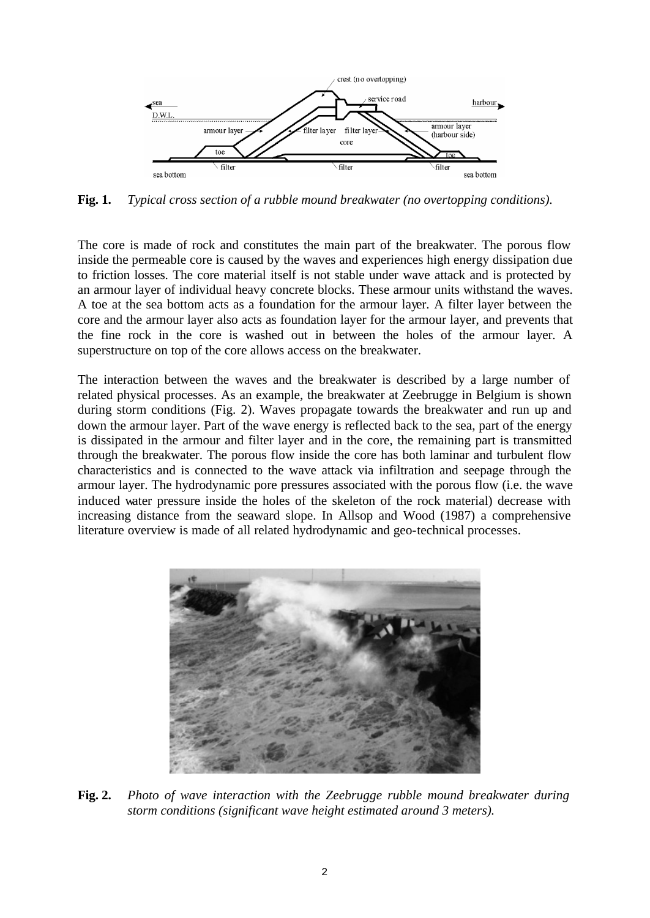**Fig. 1.** *Typical cross section of a rubble mound breakwater (no overtopping conditions).*

The core is made of rock and constitutes the main part of the breakwater. The porous flow inside the permeable core is caused by the waves and experiences high energy dissipation due to friction losses. The core material itself is not stable under wave attack and is protected by an armour layer of individual heavy concrete blocks. These armour units withstand the waves. A toe at the sea bottom acts as a foundation for the armour layer. A filter layer between the core and the armour layer also acts as foundation layer for the armour layer, and prevents that the fine rock in the core is washed out in between the holes of the armour layer. A superstructure on top of the core allows access on the breakwater.

The interaction between the waves and the breakwater is described by a large number of related physical processes. As an example, the breakwater at Zeebrugge in Belgium is shown during storm conditions (Fig. 2). Waves propagate towards the breakwater and run up and down the armour layer. Part of the wave energy is reflected back to the sea, part of the energy is dissipated in the armour and filter layer and in the core, the remaining part is transmitted through the breakwater. The porous flow inside the core has both laminar and turbulent flow characteristics and is connected to the wave attack via infiltration and seepage through the armour layer. The hydrodynamic pore pressures associated with the porous flow (i.e. the wave induced water pressure inside the holes of the skeleton of the rock material) decrease with increasing distance from the seaward slope. In Allsop and Wood (1987) a comprehensive literature overview is made of all related hydrodynamic and geo-technical processes.

**Fig. 2.** *Photo of wave interaction with the Zeebrugge rubble mound breakwater during storm conditions (significant wave height estimated around 3 meters).*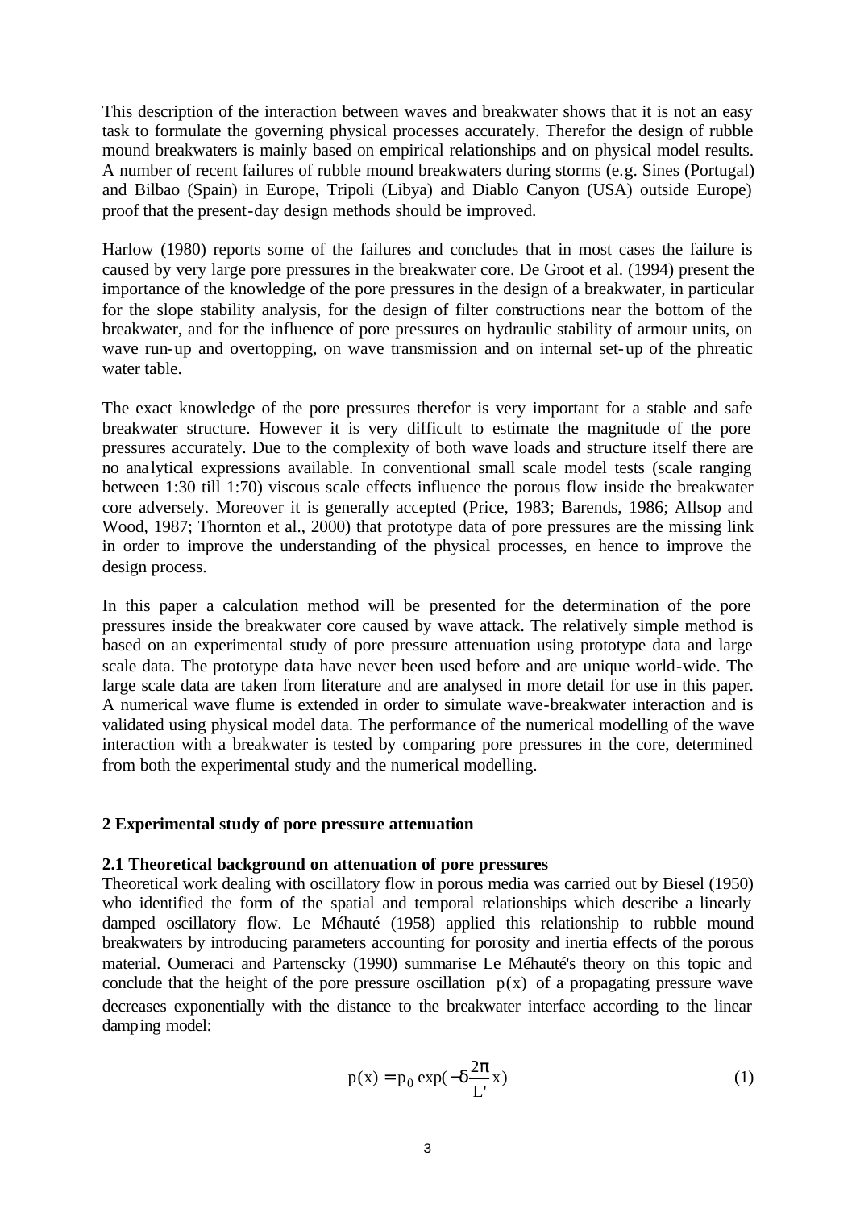This description of the interaction between waves and breakwater shows that it is not an easy task to formulate the governing physical processes accurately. Therefor the design of rubble mound breakwaters is mainly based on empirical relationships and on physical model results. A number of recent failures of rubble mound breakwaters during storms (e.g. Sines (Portugal) and Bilbao (Spain) in Europe, Tripoli (Libya) and Diablo Canyon (USA) outside Europe) proof that the present-day design methods should be improved.

Harlow (1980) reports some of the failures and concludes that in most cases the failure is caused by very large pore pressures in the breakwater core. De Groot et al. (1994) present the importance of the knowledge of the pore pressures in the design of a breakwater, in particular for the slope stability analysis, for the design of filter constructions near the bottom of the breakwater, and for the influence of pore pressures on hydraulic stability of armour units, on wave run-up and overtopping, on wave transmission and on internal set-up of the phreatic water table.

The exact knowledge of the pore pressures therefor is very important for a stable and safe breakwater structure. However it is very difficult to estimate the magnitude of the pore pressures accurately. Due to the complexity of both wave loads and structure itself there are no analytical expressions available. In conventional small scale model tests (scale ranging between 1:30 till 1:70) viscous scale effects influence the porous flow inside the breakwater core adversely. Moreover it is generally accepted (Price, 1983; Barends, 1986; Allsop and Wood, 1987; Thornton et al., 2000) that prototype data of pore pressures are the missing link in order to improve the understanding of the physical processes, en hence to improve the design process.

In this paper a calculation method will be presented for the determination of the pore pressures inside the breakwater core caused by wave attack. The relatively simple method is based on an experimental study of pore pressure attenuation using prototype data and large scale data. The prototype data have never been used before and are unique world-wide. The large scale data are taken from literature and are analysed in more detail for use in this paper. A numerical wave flume is extended in order to simulate wave-breakwater interaction and is validated using physical model data. The performance of the numerical modelling of the wave interaction with a breakwater is tested by comparing pore pressures in the core, determined from both the experimental study and the numerical modelling.

## 2 Experimental study of pore pressure attenuation

### 2.1 Theoretical background on attenuation of pore pressures

Theoretical work dealing with oscillatory flow in porous media was carried out by Biesel (1950) who identified the form of the spatial and temporal relationships which describe a linearly damped oscillatory flow. Le Méhauté (1958) applied this relationship to rubble mound breakwaters by introducing parameters accounting for porosity and inertia effects of the porous material. Oumeraci and Partenscky (1990) summarise Le Méhauté's theory on this topic and conclude that the height of the pore pressure oscillation $p(x)$ of a propagating pressure wave decreases exponentially with the distance to the breakwater interface according to the linear damping model:

$$p(x) = p_0 \exp(-\delta \frac{2\pi}{L'} x) \qquad (1)$$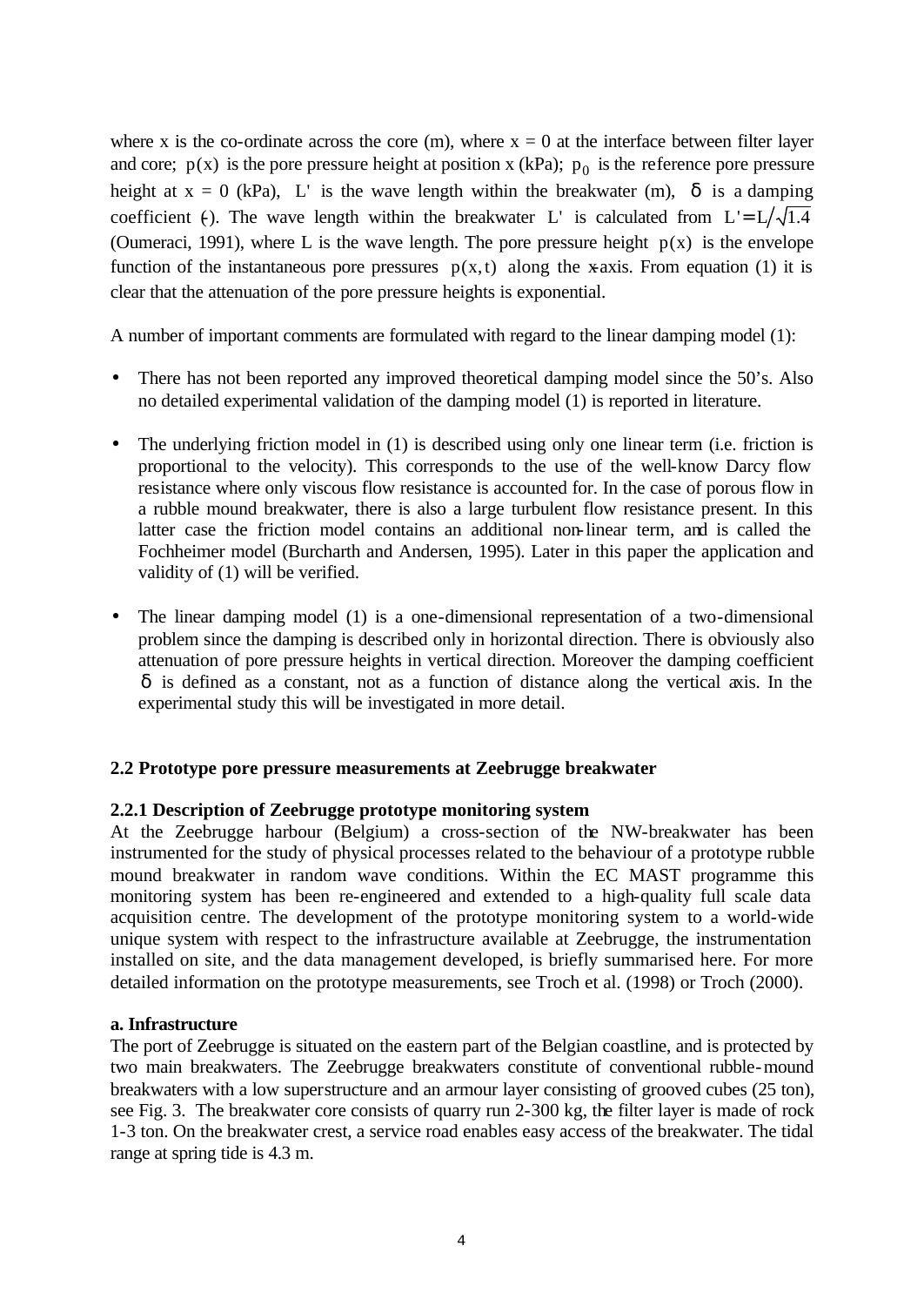where x is the co-ordinate across the core (m), where x = 0 at the interface between filter layer and core; $p(x)$ is the pore pressure height at position x (kPa); $p_0$ is the reference pore pressure height at x = 0 (kPa), $L'$ is the wave length within the breakwater (m), $\delta$ is a damping coefficient (-). The wave length within the breakwater $L'$ is calculated from $L' = L/\sqrt{1.4}$ (Oumeraci, 1991), where L is the wave length. The pore pressure height $p(x)$ is the envelope function of the instantaneous pore pressures $p(x,t)$ along the x-axis. From equation (1) it is clear that the attenuation of the pore pressure heights is exponential.

A number of important comments are formulated with regard to the linear damping model (1):

- There has not been reported any improved theoretical damping model since the 50's. Also no detailed experimental validation of the damping model (1) is reported in literature.
- The underlying friction model in (1) is described using only one linear term (i.e. friction is proportional to the velocity). This corresponds to the use of the well-know Darcy flow resistance where only viscous flow resistance is accounted for. In the case of porous flow in a rubble mound breakwater, there is also a large turbulent flow resistance present. In this latter case the friction model contains an additional non-linear term, and is called the Fochheimer model (Burcharth and Andersen, 1995). Later in this paper the application and validity of (1) will be verified.
- The linear damping model (1) is a one-dimensional representation of a two-dimensional problem since the damping is described only in horizontal direction. There is obviously also attenuation of pore pressure heights in vertical direction. Moreover the damping coefficient $\delta$ is defined as a constant, not as a function of distance along the vertical axis. In the experimental study this will be investigated in more detail.

### 2.2 Prototype pore pressure measurements at Zeebrugge breakwater

#### 2.2.1 Description of Zeebrugge prototype monitoring system

At the Zeebrugge harbour (Belgium) a cross-section of the NW-breakwater has been instrumented for the study of physical processes related to the behaviour of a prototype rubble mound breakwater in random wave conditions. Within the EC MAST programme this monitoring system has been re-engineered and extended to a high-quality full scale data acquisition centre. The development of the prototype monitoring system to a world-wide unique system with respect to the infrastructure available at Zeebrugge, the instrumentation installed on site, and the data management developed, is briefly summarised here. For more detailed information on the prototype measurements, see Troch et al. (1998) or Troch (2000).

**a. Infrastructure**

The port of Zeebrugge is situated on the eastern part of the Belgian coastline, and is protected by two main breakwaters. The Zeebrugge breakwaters constitute of conventional rubble-mound breakwaters with a low superstructure and an armour layer consisting of grooved cubes (25 ton), see Fig. 3. The breakwater core consists of quarry run 2-300 kg, the filter layer is made of rock 1-3 ton. On the breakwater crest, a service road enables easy access of the breakwater. The tidal range at spring tide is 4.3 m.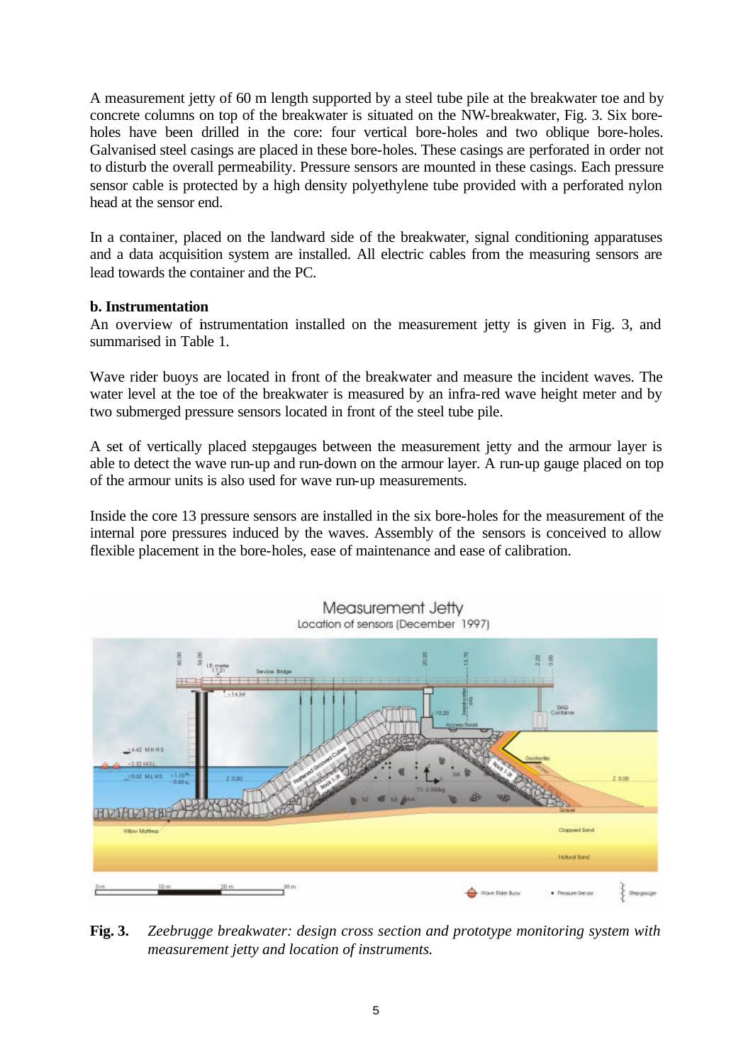A measurement jetty of 60 m length supported by a steel tube pile at the breakwater toe and by concrete columns on top of the breakwater is situated on the NW-breakwater, Fig. 3. Six bore-holes have been drilled in the core: four vertical bore-holes and two oblique bore-holes. Galvanised steel casings are placed in these bore-holes. These casings are perforated in order not to disturb the overall permeability. Pressure sensors are mounted in these casings. Each pressure sensor cable is protected by a high density polyethylene tube provided with a perforated nylon head at the sensor end.

In a container, placed on the landward side of the breakwater, signal conditioning apparatuses and a data acquisition system are installed. All electric cables from the measuring sensors are lead towards the container and the PC.

**b. Instrumentation**

An overview of instrumentation installed on the measurement jetty is given in Fig. 3, and summarised in Table 1.

Wave rider buoys are located in front of the breakwater and measure the incident waves. The water level at the toe of the breakwater is measured by an infra-red wave height meter and by two submerged pressure sensors located in front of the steel tube pile.

A set of vertically placed stepgauges between the measurement jetty and the armour layer is able to detect the wave run-up and run-down on the armour layer. A run-up gauge placed on top of the armour units is also used for wave run-up measurements.

Inside the core 13 pressure sensors are installed in the six bore-holes for the measurement of the internal pore pressures induced by the waves. Assembly of the sensors is conceived to allow flexible placement in the bore-holes, ease of maintenance and ease of calibration.

**Fig. 3.** *Zeebrugge breakwater: design cross section and prototype monitoring system with measurement jetty and location of instruments.*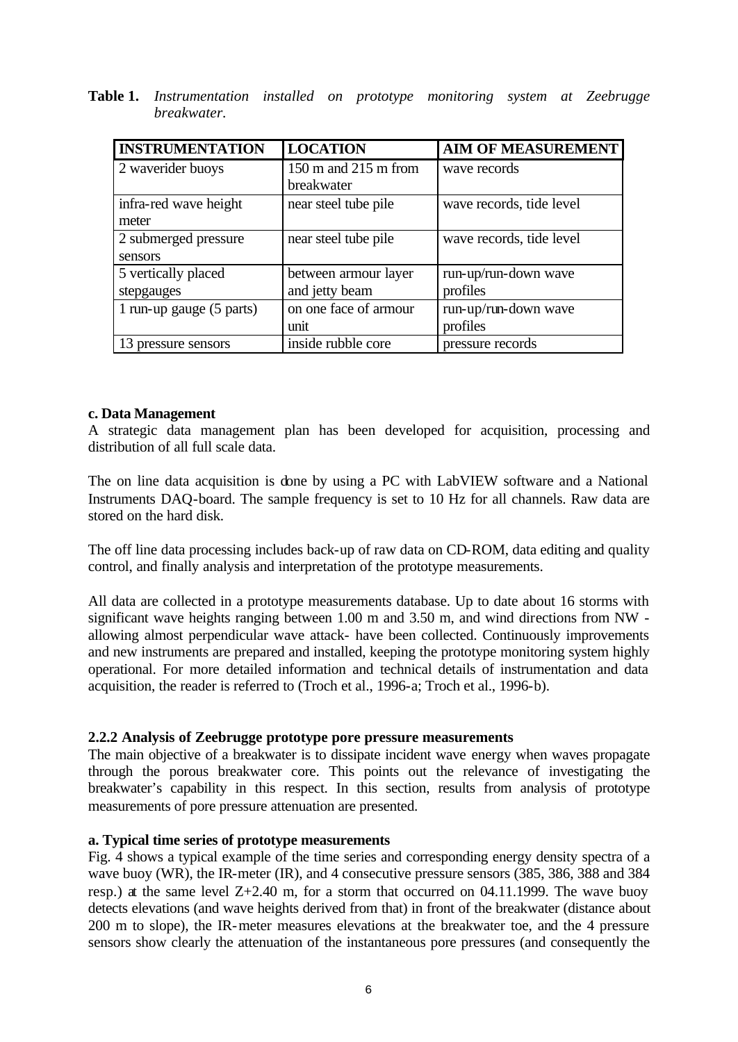**Table 1.** *Instrumentation installed on prototype monitoring system at Zeebrugge breakwater.*

| INSTRUMENTATION | LOCATION | AIM OF MEASUREMENT |
|---|---|---|
| 2 waverider buoys | 150 m and 215 m from breakwater | wave records |
| infra-red wave height meter | near steel tube pile | wave records, tide level |
| 2 submerged pressure sensors | near steel tube pile | wave records, tide level |
| 5 vertically placed stepgauges | between armour layer and jetty beam | run-up/run-down wave profiles |
| 1 run-up gauge (5 parts) | on one face of armour unit | run-up/run-down wave profiles |
| 13 pressure sensors | inside rubble core | pressure records |

**c. Data Management**

A strategic data management plan has been developed for acquisition, processing and distribution of all full scale data.

The on line data acquisition is done by using a PC with LabVIEW software and a National Instruments DAQ-board. The sample frequency is set to 10 Hz for all channels. Raw data are stored on the hard disk.

The off line data processing includes back-up of raw data on CD-ROM, data editing and quality control, and finally analysis and interpretation of the prototype measurements.

All data are collected in a prototype measurements database. Up to date about 16 storms with significant wave heights ranging between 1.00 m and 3.50 m, and wind directions from NW - allowing almost perpendicular wave attack- have been collected. Continuously improvements and new instruments are prepared and installed, keeping the prototype monitoring system highly operational. For more detailed information and technical details of instrumentation and data acquisition, the reader is referred to (Troch et al., 1996-a; Troch et al., 1996-b).

**2.2.2 Analysis of Zeebrugge prototype pore pressure measurements**

The main objective of a breakwater is to dissipate incident wave energy when waves propagate through the porous breakwater core. This points out the relevance of investigating the breakwater's capability in this respect. In this section, results from analysis of prototype measurements of pore pressure attenuation are presented.

**a. Typical time series of prototype measurements**

Fig. 4 shows a typical example of the time series and corresponding energy density spectra of a wave buoy (WR), the IR-meter (IR), and 4 consecutive pressure sensors (385, 386, 388 and 384 resp.) at the same level Z+2.40 m, for a storm that occurred on 04.11.1999. The wave buoy detects elevations (and wave heights derived from that) in front of the breakwater (distance about 200 m to slope), the IR-meter measures elevations at the breakwater toe, and the 4 pressure sensors show clearly the attenuation of the instantaneous pore pressures (and consequently the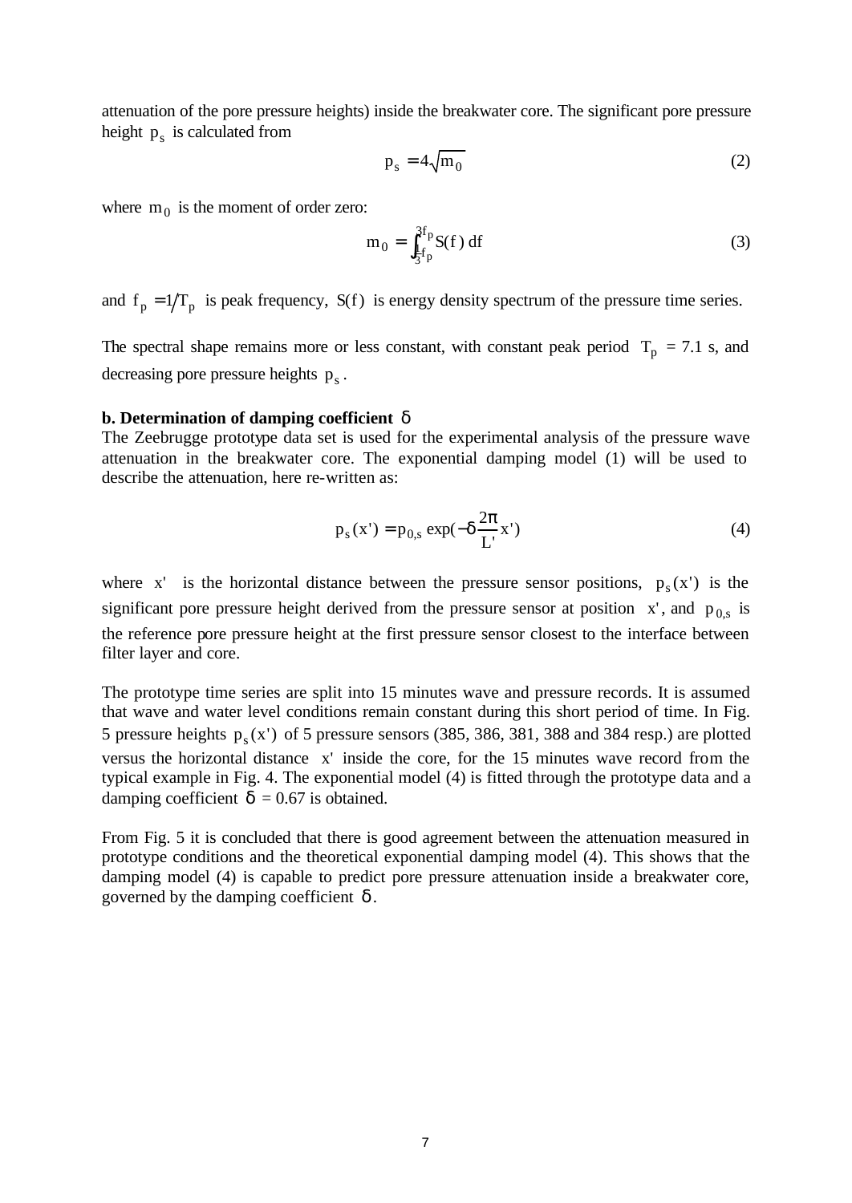attenuation of the pore pressure heights) inside the breakwater core. The significant pore pressure height $p_s$ is calculated from

$$p_s = 4\sqrt{m_0} \tag{2}$$

where $m_0$ is the moment of order zero:

$$m_0 = \int_{\frac{1}{3}f_p}^{3f_p} S(f)\, df \tag{3}$$

and $f_p = 1/T_p$ is peak frequency, $S(f)$ is energy density spectrum of the pressure time series.

The spectral shape remains more or less constant, with constant peak period $T_p$ = 7.1 s, and decreasing pore pressure heights $p_s$.

**b. Determination of damping coefficient $\delta$**

The Zeebrugge prototype data set is used for the experimental analysis of the pressure wave attenuation in the breakwater core. The exponential damping model (1) will be used to describe the attenuation, here re-written as:

$$p_s(x') = p_{0,s} \exp(-\delta \frac{2\pi}{L'} x') \tag{4}$$

where $x'$ is the horizontal distance between the pressure sensor positions, $p_s(x')$ is the significant pore pressure height derived from the pressure sensor at position $x'$, and $p_{0,s}$ is the reference pore pressure height at the first pressure sensor closest to the interface between filter layer and core.

The prototype time series are split into 15 minutes wave and pressure records. It is assumed that wave and water level conditions remain constant during this short period of time. In Fig. 5 pressure heights $p_s(x')$ of 5 pressure sensors (385, 386, 381, 388 and 384 resp.) are plotted versus the horizontal distance $x'$ inside the core, for the 15 minutes wave record from the typical example in Fig. 4. The exponential model (4) is fitted through the prototype data and a damping coefficient $\delta$ = 0.67 is obtained.

From Fig. 5 it is concluded that there is good agreement between the attenuation measured in prototype conditions and the theoretical exponential damping model (4). This shows that the damping model (4) is capable to predict pore pressure attenuation inside a breakwater core, governed by the damping coefficient $\delta$.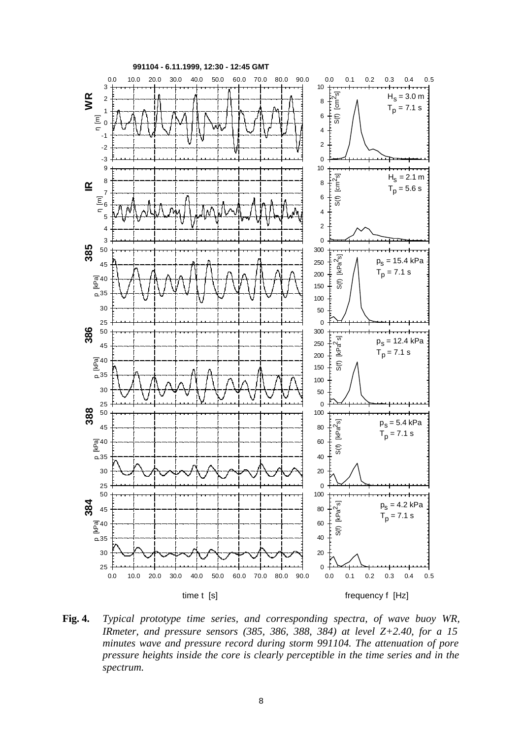**Fig. 4.** *Typical prototype time series, and corresponding spectra, of wave buoy WR, IRmeter, and pressure sensors (385, 386, 388, 384) at level Z+2.40, for a 15 minutes wave and pressure record during storm 991104. The attenuation of pore pressure heights inside the core is clearly perceptible in the time series and in the spectrum.*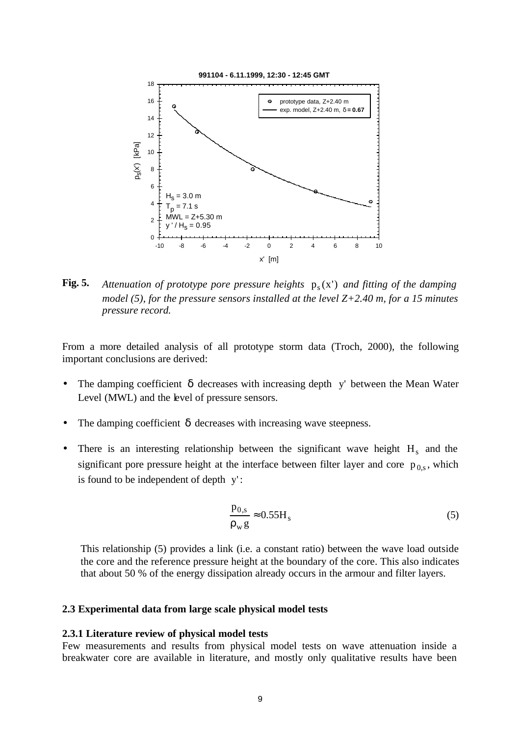**Fig. 5.** *Attenuation of prototype pore pressure heights* $p_s(x')$ *and fitting of the damping model (5), for the pressure sensors installed at the level Z+2.40 m, for a 15 minutes pressure record.*

From a more detailed analysis of all prototype storm data (Troch, 2000), the following important conclusions are derived:

- The damping coefficient $\delta$ decreases with increasing depth $y'$ between the Mean Water Level (MWL) and the level of pressure sensors.
- The damping coefficient $\delta$ decreases with increasing wave steepness.
- There is an interesting relationship between the significant wave height $H_s$ and the significant pore pressure height at the interface between filter layer and core $p_{0,s}$, which is found to be independent of depth $y'$:

$$\frac{p_{0,s}}{\rho_w g} \approx 0.55 H_s \tag{5}$$

This relationship (5) provides a link (i.e. a constant ratio) between the wave load outside the core and the reference pressure height at the boundary of the core. This also indicates that about 50 % of the energy dissipation already occurs in the armour and filter layers.

### 2.3 Experimental data from large scale physical model tests

#### 2.3.1 Literature review of physical model tests

Few measurements and results from physical model tests on wave attenuation inside a breakwater core are available in literature, and mostly only qualitative results have been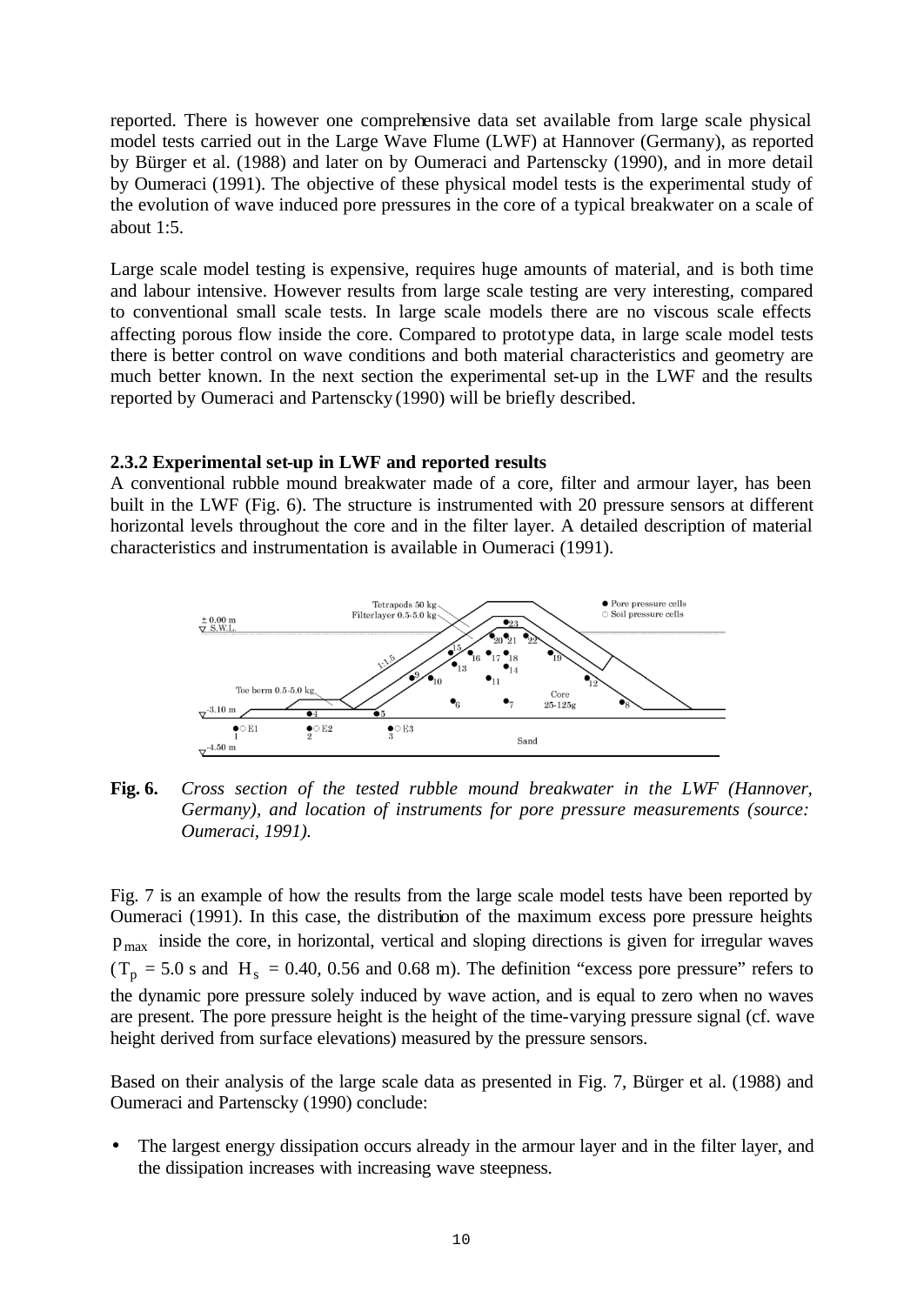reported. There is however one comprehensive data set available from large scale physical model tests carried out in the Large Wave Flume (LWF) at Hannover (Germany), as reported by Bürger et al. (1988) and later on by Oumeraci and Partenscky (1990), and in more detail by Oumeraci (1991). The objective of these physical model tests is the experimental study of the evolution of wave induced pore pressures in the core of a typical breakwater on a scale of about 1:5.

Large scale model testing is expensive, requires huge amounts of material, and is both time and labour intensive. However results from large scale testing are very interesting, compared to conventional small scale tests. In large scale models there are no viscous scale effects affecting porous flow inside the core. Compared to prototype data, in large scale model tests there is better control on wave conditions and both material characteristics and geometry are much better known. In the next section the experimental set-up in the LWF and the results reported by Oumeraci and Partenscky (1990) will be briefly described.

### 2.3.2 Experimental set-up in LWF and reported results

A conventional rubble mound breakwater made of a core, filter and armour layer, has been built in the LWF (Fig. 6). The structure is instrumented with 20 pressure sensors at different horizontal levels throughout the core and in the filter layer. A detailed description of material characteristics and instrumentation is available in Oumeraci (1991).

**Fig. 6.** *Cross section of the tested rubble mound breakwater in the LWF (Hannover, Germany), and location of instruments for pore pressure measurements (source: Oumeraci, 1991).*

Fig. 7 is an example of how the results from the large scale model tests have been reported by Oumeraci (1991). In this case, the distribution of the maximum excess pore pressure heights $p_{max}$ inside the core, in horizontal, vertical and sloping directions is given for irregular waves ($T_p$ = 5.0 s and $H_s$ = 0.40, 0.56 and 0.68 m). The definition "excess pore pressure" refers to the dynamic pore pressure solely induced by wave action, and is equal to zero when no waves are present. The pore pressure height is the height of the time-varying pressure signal (cf. wave height derived from surface elevations) measured by the pressure sensors.

Based on their analysis of the large scale data as presented in Fig. 7, Bürger et al. (1988) and Oumeraci and Partenscky (1990) conclude:

- The largest energy dissipation occurs already in the armour layer and in the filter layer, and the dissipation increases with increasing wave steepness.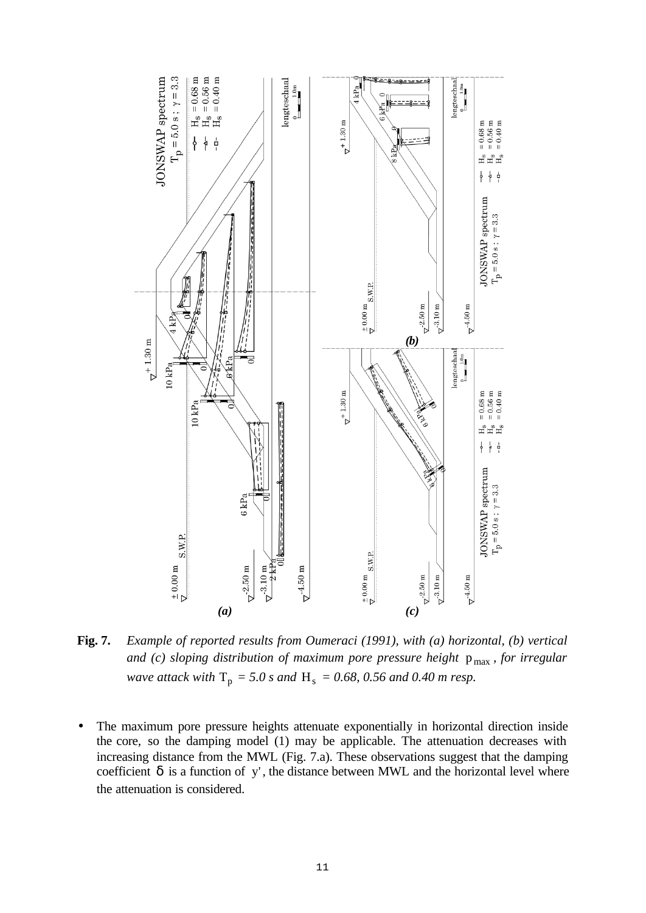**Fig. 7.** *Example of reported results from Oumeraci (1991), with (a) horizontal, (b) vertical and (c) sloping distribution of maximum pore pressure height* $p_{max}$*, for irregular wave attack with* $T_p$ *= 5.0 s and* $H_s$ *= 0.68, 0.56 and 0.40 m resp.*

- The maximum pore pressure heights attenuate exponentially in horizontal direction inside the core, so the damping model (1) may be applicable. The attenuation decreases with increasing distance from the MWL (Fig. 7.a). These observations suggest that the damping coefficient $\delta$ is a function of $y'$, the distance between MWL and the horizontal level where the attenuation is considered.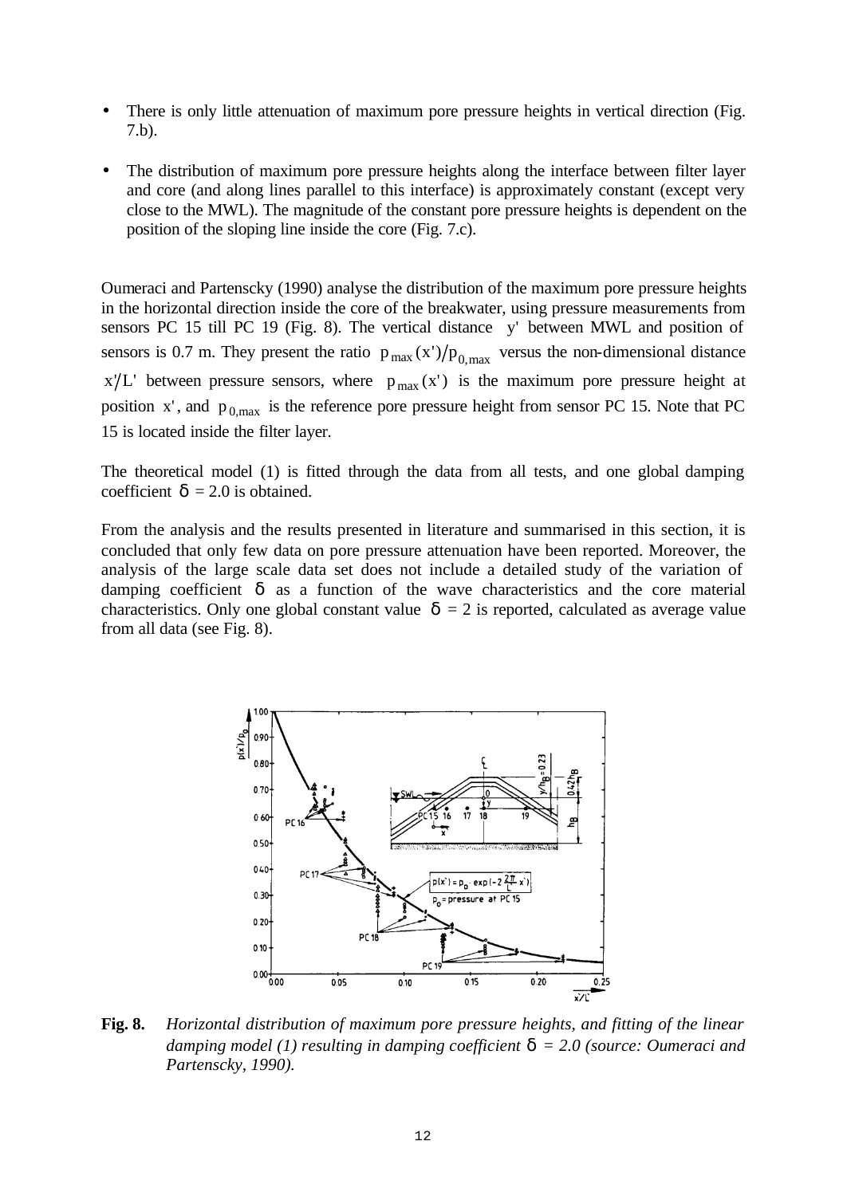- There is only little attenuation of maximum pore pressure heights in vertical direction (Fig. 7.b).

- The distribution of maximum pore pressure heights along the interface between filter layer and core (and along lines parallel to this interface) is approximately constant (except very close to the MWL). The magnitude of the constant pore pressure heights is dependent on the position of the sloping line inside the core (Fig. 7.c).

Oumeraci and Partenscky (1990) analyse the distribution of the maximum pore pressure heights in the horizontal direction inside the core of the breakwater, using pressure measurements from sensors PC 15 till PC 19 (Fig. 8). The vertical distance $y'$ between MWL and position of sensors is 0.7 m. They present the ratio $p_{max}(x')/p_{0,max}$ versus the non-dimensional distance $x'/L'$ between pressure sensors, where $p_{max}(x')$ is the maximum pore pressure height at position $x'$, and $p_{0,max}$ is the reference pore pressure height from sensor PC 15. Note that PC 15 is located inside the filter layer.

The theoretical model (1) is fitted through the data from all tests, and one global damping coefficient $\delta = 2.0$ is obtained.

From the analysis and the results presented in literature and summarised in this section, it is concluded that only few data on pore pressure attenuation have been reported. Moreover, the analysis of the large scale data set does not include a detailed study of the variation of damping coefficient $\delta$ as a function of the wave characteristics and the core material characteristics. Only one global constant value $\delta = 2$ is reported, calculated as average value from all data (see Fig. 8).

**Fig. 8.** *Horizontal distribution of maximum pore pressure heights, and fitting of the linear damping model (1) resulting in damping coefficient $\delta = 2.0$ (source: Oumeraci and Partenscky, 1990).*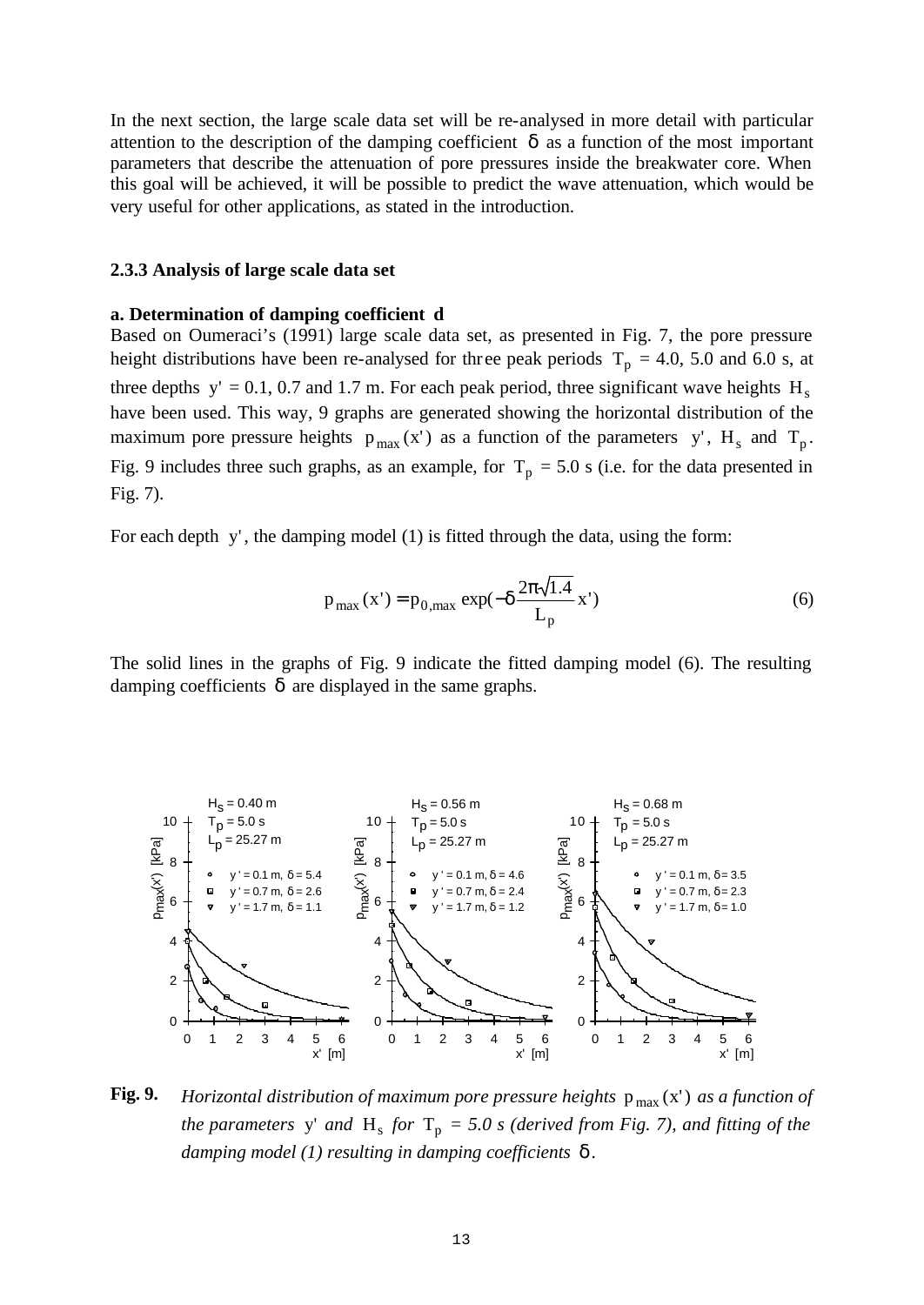In the next section, the large scale data set will be re-analysed in more detail with particular attention to the description of the damping coefficient $\delta$ as a function of the most important parameters that describe the attenuation of pore pressures inside the breakwater core. When this goal will be achieved, it will be possible to predict the wave attenuation, which would be very useful for other applications, as stated in the introduction.

### 2.3.3 Analysis of large scale data set

**a. Determination of damping coefficient d**

Based on Oumeraci's (1991) large scale data set, as presented in Fig. 7, the pore pressure height distributions have been re-analysed for three peak periods $T_p = 4.0$, 5.0 and 6.0 s, at three depths $y' = 0.1$, 0.7 and 1.7 m. For each peak period, three significant wave heights $H_s$ have been used. This way, 9 graphs are generated showing the horizontal distribution of the maximum pore pressure heights $p_{max}(x')$ as a function of the parameters $y'$, $H_s$ and $T_p$. Fig. 9 includes three such graphs, as an example, for $T_p = 5.0$ s (i.e. for the data presented in Fig. 7).

For each depth $y'$, the damping model (1) is fitted through the data, using the form:

$$p_{max}(x') = p_{0,max} \exp(-\delta \frac{2\pi\sqrt{1.4}}{L_p} x') \qquad (6)$$

The solid lines in the graphs of Fig. 9 indicate the fitted damping model (6). The resulting damping coefficients $\delta$ are displayed in the same graphs.

**Fig. 9.** *Horizontal distribution of maximum pore pressure heights* $p_{max}(x')$ *as a function of the parameters* $y'$ *and* $H_s$ *for* $T_p$ *= 5.0 s (derived from Fig. 7), and fitting of the damping model (1) resulting in damping coefficients* $\delta$.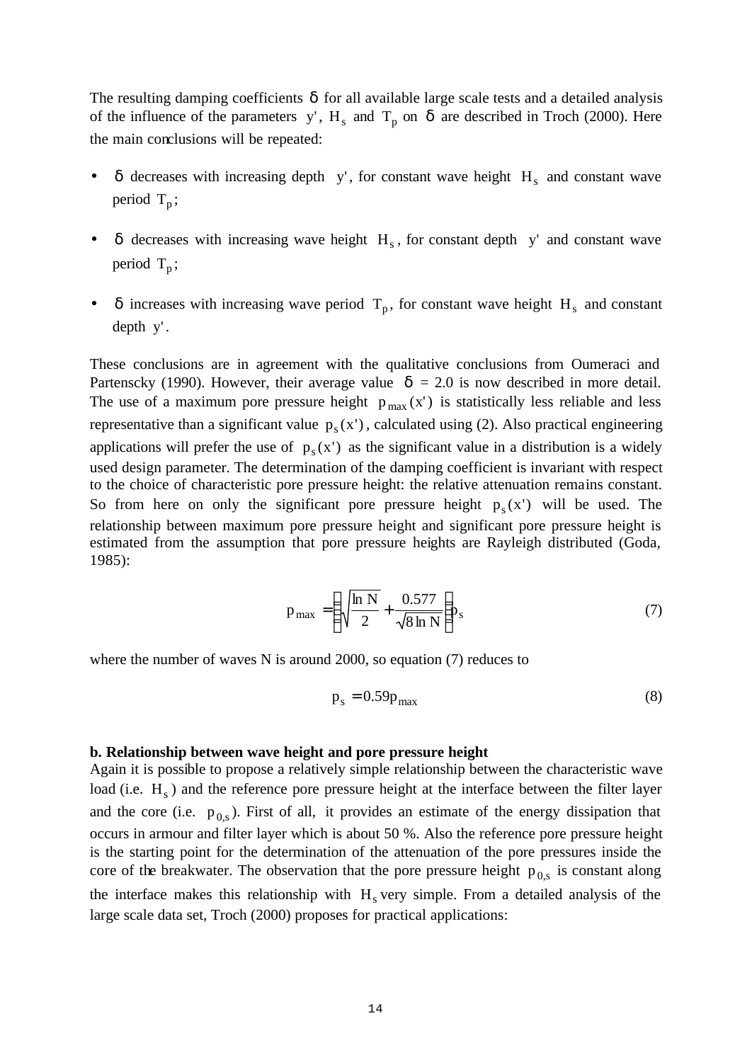The resulting damping coefficients $\delta$ for all available large scale tests and a detailed analysis of the influence of the parameters $y'$, $H_s$ and $T_p$ on $\delta$ are described in Troch (2000). Here the main conclusions will be repeated:

- $\delta$ decreases with increasing depth $y'$, for constant wave height $H_s$ and constant wave period $T_p$;
- $\delta$ decreases with increasing wave height $H_s$, for constant depth $y'$ and constant wave period $T_p$;
- $\delta$ increases with increasing wave period $T_p$, for constant wave height $H_s$ and constant depth $y'$.

These conclusions are in agreement with the qualitative conclusions from Oumeraci and Partenscky (1990). However, their average value $\delta$ = 2.0 is now described in more detail. The use of a maximum pore pressure height $p_{max}(x')$ is statistically less reliable and less representative than a significant value $p_s(x')$, calculated using (2). Also practical engineering applications will prefer the use of $p_s(x')$ as the significant value in a distribution is a widely used design parameter. The determination of the damping coefficient is invariant with respect to the choice of characteristic pore pressure height: the relative attenuation remains constant. So from here on only the significant pore pressure height $p_s(x')$ will be used. The relationship between maximum pore pressure height and significant pore pressure height is estimated from the assumption that pore pressure heights are Rayleigh distributed (Goda, 1985):

$$p_{max} = \left( \sqrt{\frac{\ln N}{2}} + \frac{0.577}{\sqrt{8 \ln N}} \right) p_s \tag{7}$$

where the number of waves N is around 2000, so equation (7) reduces to

$$p_s = 0.59 p_{max} \tag{8}$$

**b. Relationship between wave height and pore pressure height**

Again it is possible to propose a relatively simple relationship between the characteristic wave load (i.e. $H_s$) and the reference pore pressure height at the interface between the filter layer and the core (i.e. $p_{0,s}$). First of all, it provides an estimate of the energy dissipation that occurs in armour and filter layer which is about 50 %. Also the reference pore pressure height is the starting point for the determination of the attenuation of the pore pressures inside the core of the breakwater. The observation that the pore pressure height $p_{0,s}$ is constant along the interface makes this relationship with $H_s$ very simple. From a detailed analysis of the large scale data set, Troch (2000) proposes for practical applications: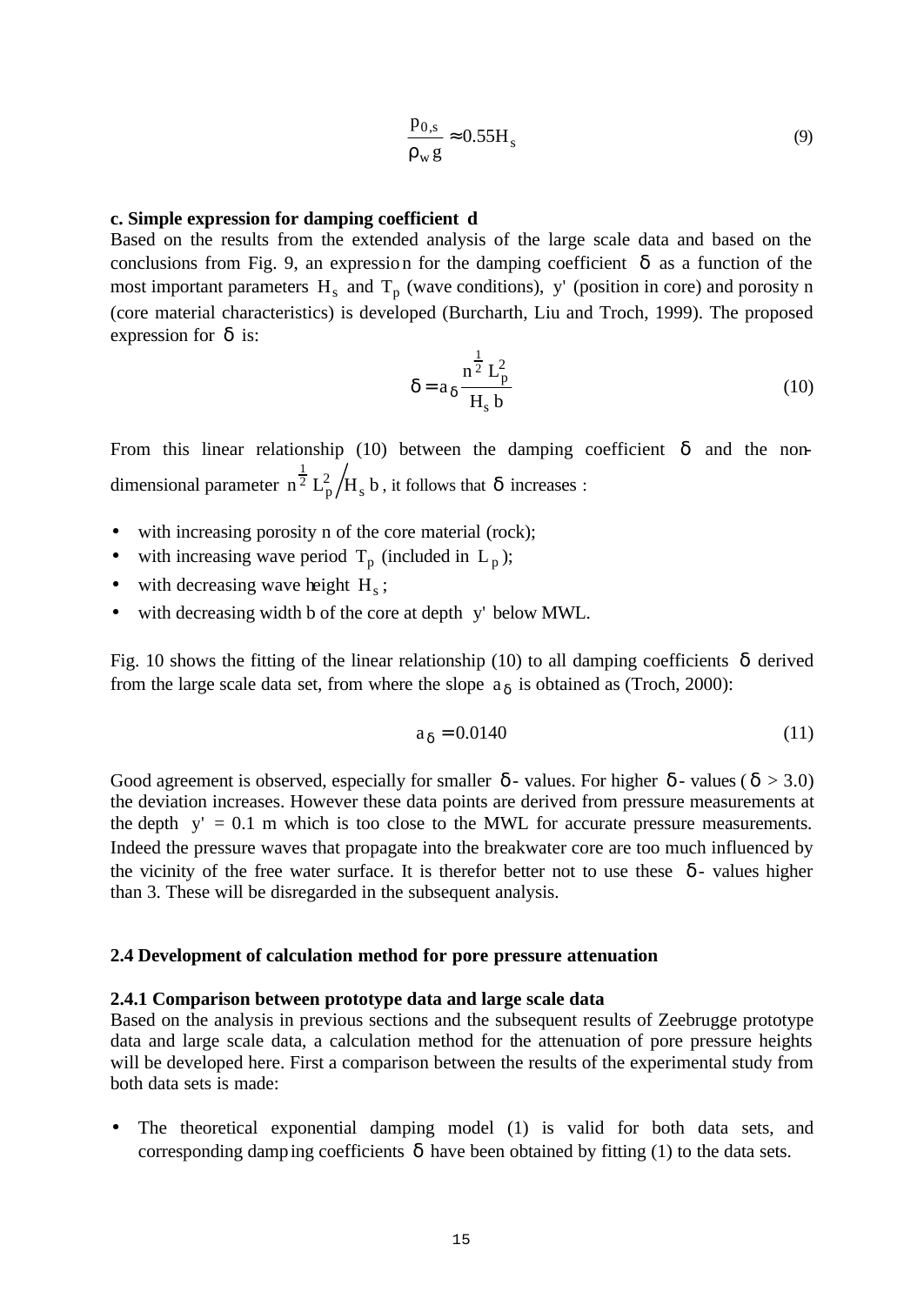$$\frac{p_{0,s}}{\rho_w g} \approx 0.55 H_s \tag{9}$$

**c. Simple expression for damping coefficient d**

Based on the results from the extended analysis of the large scale data and based on the conclusions from Fig. 9, an expression for the damping coefficient $\delta$ as a function of the most important parameters $H_s$ and $T_p$ (wave conditions), $y'$ (position in core) and porosity n (core material characteristics) is developed (Burcharth, Liu and Troch, 1999). The proposed expression for $\delta$ is:

$$\delta = a_\delta \frac{n^{\frac{1}{2}} L_p^2}{H_s b} \tag{10}$$

From this linear relationship (10) between the damping coefficient $\delta$ and the non-dimensional parameter $n^{\frac{1}{2}} L_p^2 / H_s b$, it follows that $\delta$ increases :

- with increasing porosity n of the core material (rock);
- with increasing wave period $T_p$ (included in $L_p$);
- with decreasing wave height $H_s$;
- with decreasing width b of the core at depth $y'$ below MWL.

Fig. 10 shows the fitting of the linear relationship (10) to all damping coefficients $\delta$ derived from the large scale data set, from where the slope $a_\delta$ is obtained as (Troch, 2000):

$$a_\delta = 0.0140 \tag{11}$$

Good agreement is observed, especially for smaller $\delta$- values. For higher $\delta$- values ($\delta > 3.0$) the deviation increases. However these data points are derived from pressure measurements at the depth $y' = 0.1$ m which is too close to the MWL for accurate pressure measurements. Indeed the pressure waves that propagate into the breakwater core are too much influenced by the vicinity of the free water surface. It is therefor better not to use these $\delta$- values higher than 3. These will be disregarded in the subsequent analysis.

## 2.4 Development of calculation method for pore pressure attenuation

### 2.4.1 Comparison between prototype data and large scale data

Based on the analysis in previous sections and the subsequent results of Zeebrugge prototype data and large scale data, a calculation method for the attenuation of pore pressure heights will be developed here. First a comparison between the results of the experimental study from both data sets is made:

- The theoretical exponential damping model (1) is valid for both data sets, and corresponding damping coefficients $\delta$ have been obtained by fitting (1) to the data sets.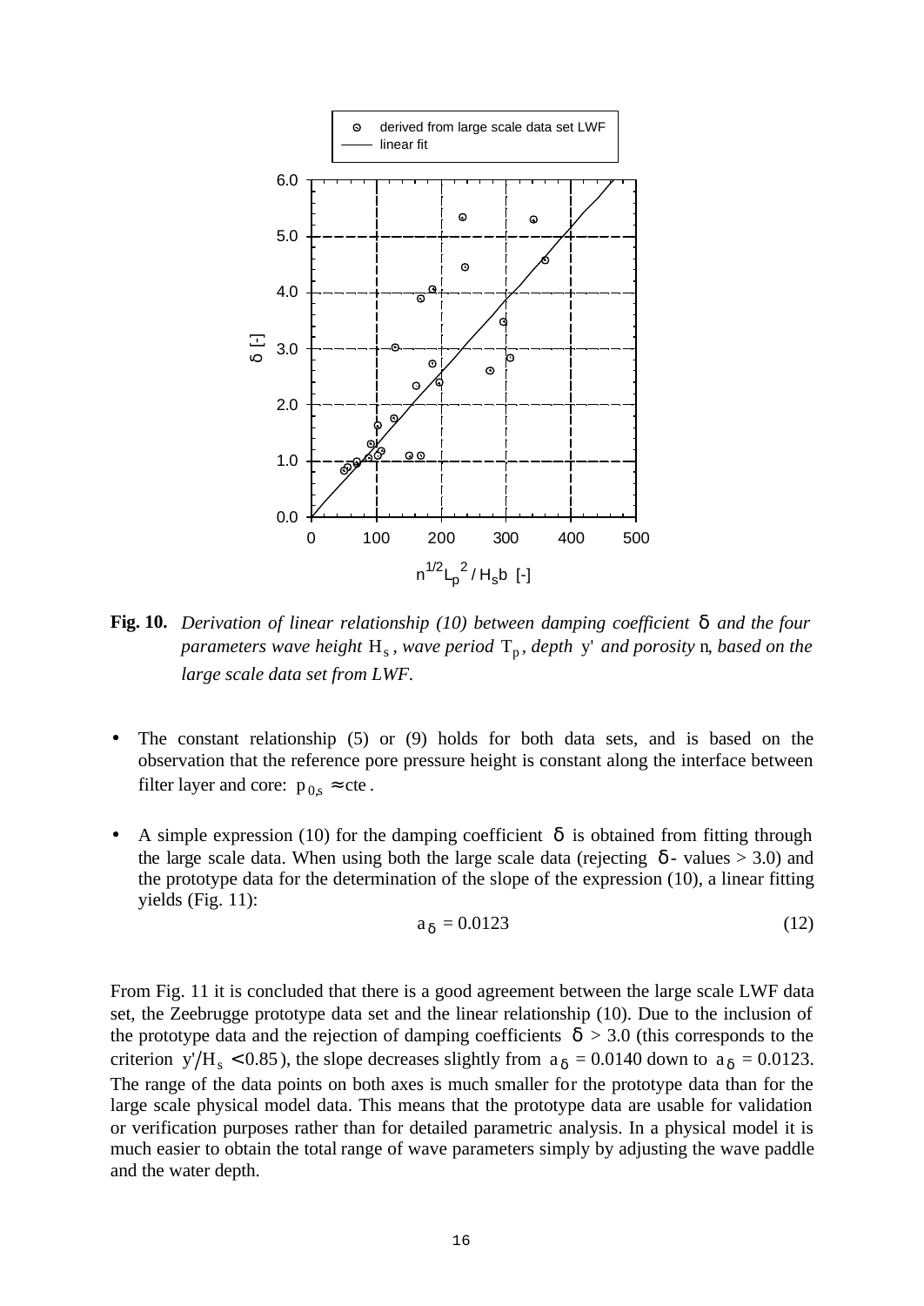**Fig. 10.** *Derivation of linear relationship (10) between damping coefficient* $\delta$ *and the four parameters wave height* $H_s$ *, wave period* $T_p$ *, depth* $y'$ *and porosity* $n$*, based on the large scale data set from LWF.*

- The constant relationship (5) or (9) holds for both data sets, and is based on the observation that the reference pore pressure height is constant along the interface between filter layer and core: $p_{0,s} \approx cte$ .

- A simple expression (10) for the damping coefficient $\delta$ is obtained from fitting through the large scale data. When using both the large scale data (rejecting $\delta$ - values > 3.0) and the prototype data for the determination of the slope of the expression (10), a linear fitting yields (Fig. 11):

$$a_\delta = 0.0123 \tag{12}$$

From Fig. 11 it is concluded that there is a good agreement between the large scale LWF data set, the Zeebrugge prototype data set and the linear relationship (10). Due to the inclusion of the prototype data and the rejection of damping coefficients $\delta > 3.0$ (this corresponds to the criterion $y'/H_s < 0.85$), the slope decreases slightly from $a_\delta = 0.0140$ down to $a_\delta = 0.0123$. The range of the data points on both axes is much smaller for the prototype data than for the large scale physical model data. This means that the prototype data are usable for validation or verification purposes rather than for detailed parametric analysis. In a physical model it is much easier to obtain the total range of wave parameters simply by adjusting the wave paddle and the water depth.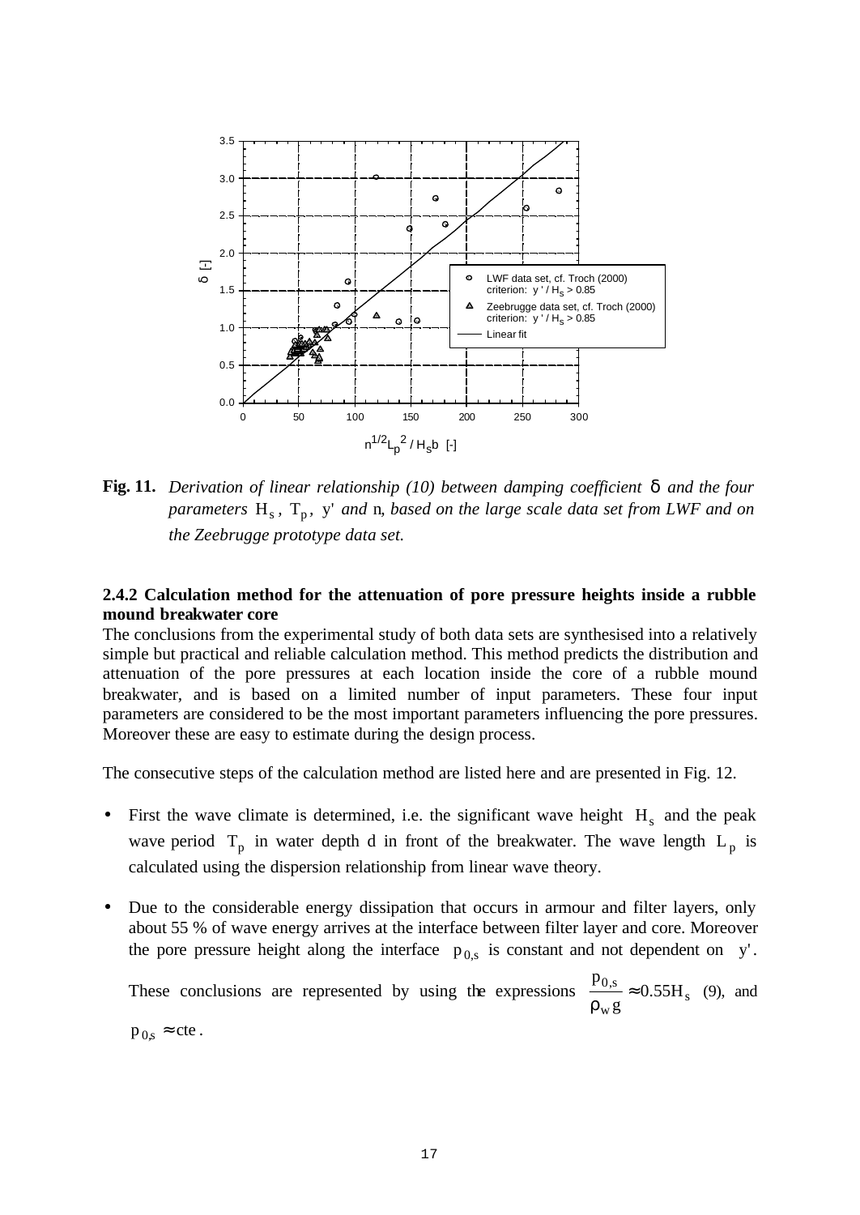**Fig. 11.** *Derivation of linear relationship (10) between damping coefficient* $\delta$ *and the four parameters* $H_s$, $T_p$, $y'$ *and* $n$, *based on the large scale data set from LWF and on the Zeebrugge prototype data set.*

### 2.4.2 Calculation method for the attenuation of pore pressure heights inside a rubble mound breakwater core

The conclusions from the experimental study of both data sets are synthesised into a relatively simple but practical and reliable calculation method. This method predicts the distribution and attenuation of the pore pressures at each location inside the core of a rubble mound breakwater, and is based on a limited number of input parameters. These four input parameters are considered to be the most important parameters influencing the pore pressures. Moreover these are easy to estimate during the design process.

The consecutive steps of the calculation method are listed here and are presented in Fig. 12.

- First the wave climate is determined, i.e. the significant wave height $H_s$ and the peak wave period $T_p$ in water depth d in front of the breakwater. The wave length $L_p$ is calculated using the dispersion relationship from linear wave theory.
- Due to the considerable energy dissipation that occurs in armour and filter layers, only about 55 % of wave energy arrives at the interface between filter layer and core. Moreover the pore pressure height along the interface $p_{0,s}$ is constant and not dependent on $y'$.

  These conclusions are represented by using the expressions $\frac{p_{0,s}}{\rho_w g} \approx 0.55 H_s$ (9), and $p_{0,s} \approx cte$.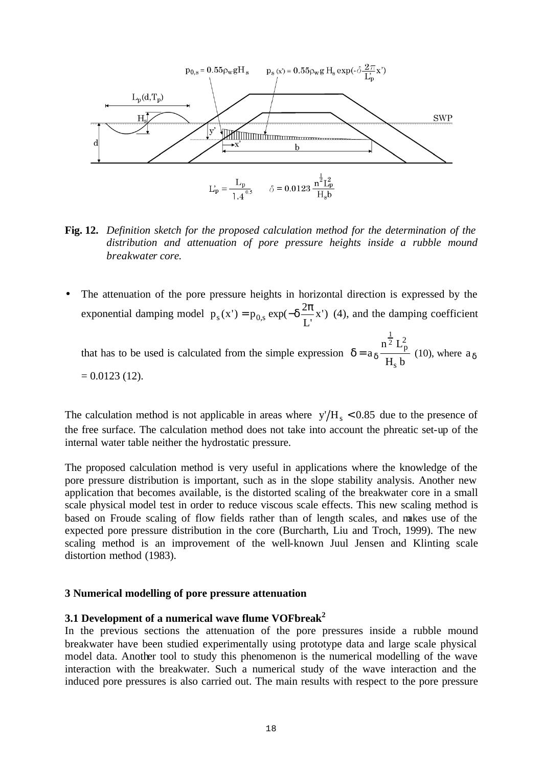**Fig. 12.** *Definition sketch for the proposed calculation method for the determination of the distribution and attenuation of pore pressure heights inside a rubble mound breakwater core.*

- The attenuation of the pore pressure heights in horizontal direction is expressed by the exponential damping model $p_s(x') = p_{0,s} \exp(-\delta \frac{2\pi}{L'} x')$ (4), and the damping coefficient that has to be used is calculated from the simple expression $\delta = a_\delta \frac{n^{\frac{1}{2}} L_p^2}{H_s\, b}$ (10), where $a_\delta$ = 0.0123 (12).

The calculation method is not applicable in areas where $y'/H_s < 0.85$ due to the presence of the free surface. The calculation method does not take into account the phreatic set-up of the internal water table neither the hydrostatic pressure.

The proposed calculation method is very useful in applications where the knowledge of the pore pressure distribution is important, such as in the slope stability analysis. Another new application that becomes available, is the distorted scaling of the breakwater core in a small scale physical model test in order to reduce viscous scale effects. This new scaling method is based on Froude scaling of flow fields rather than of length scales, and makes use of the expected pore pressure distribution in the core (Burcharth, Liu and Troch, 1999). The new scaling method is an improvement of the well-known Juul Jensen and Klinting scale distortion method (1983).

## 3 Numerical modelling of pore pressure attenuation

### 3.1 Development of a numerical wave flume VOFbreak[2]

In the previous sections the attenuation of the pore pressures inside a rubble mound breakwater have been studied experimentally using prototype data and large scale physical model data. Another tool to study this phenomenon is the numerical modelling of the wave interaction with the breakwater. Such a numerical study of the wave interaction and the induced pore pressures is also carried out. The main results with respect to the pore pressure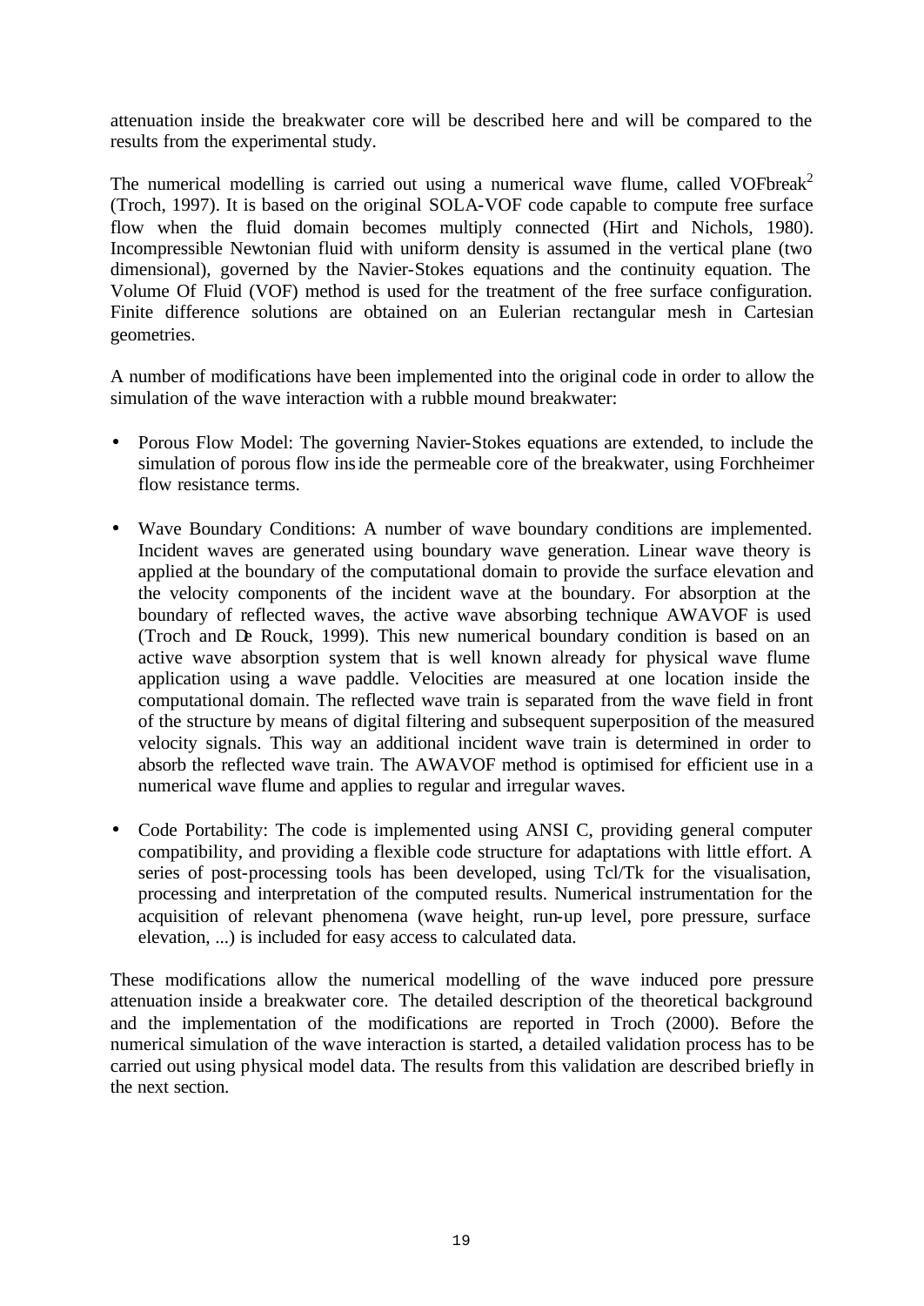attenuation inside the breakwater core will be described here and will be compared to the results from the experimental study.

The numerical modelling is carried out using a numerical wave flume, called VOFbreak$^2$ (Troch, 1997). It is based on the original SOLA-VOF code capable to compute free surface flow when the fluid domain becomes multiply connected (Hirt and Nichols, 1980). Incompressible Newtonian fluid with uniform density is assumed in the vertical plane (two dimensional), governed by the Navier-Stokes equations and the continuity equation. The Volume Of Fluid (VOF) method is used for the treatment of the free surface configuration. Finite difference solutions are obtained on an Eulerian rectangular mesh in Cartesian geometries.

A number of modifications have been implemented into the original code in order to allow the simulation of the wave interaction with a rubble mound breakwater:

- Porous Flow Model: The governing Navier-Stokes equations are extended, to include the simulation of porous flow inside the permeable core of the breakwater, using Forchheimer flow resistance terms.

- Wave Boundary Conditions: A number of wave boundary conditions are implemented. Incident waves are generated using boundary wave generation. Linear wave theory is applied at the boundary of the computational domain to provide the surface elevation and the velocity components of the incident wave at the boundary. For absorption at the boundary of reflected waves, the active wave absorbing technique AWAVOF is used (Troch and De Rouck, 1999). This new numerical boundary condition is based on an active wave absorption system that is well known already for physical wave flume application using a wave paddle. Velocities are measured at one location inside the computational domain. The reflected wave train is separated from the wave field in front of the structure by means of digital filtering and subsequent superposition of the measured velocity signals. This way an additional incident wave train is determined in order to absorb the reflected wave train. The AWAVOF method is optimised for efficient use in a numerical wave flume and applies to regular and irregular waves.

- Code Portability: The code is implemented using ANSI C, providing general computer compatibility, and providing a flexible code structure for adaptations with little effort. A series of post-processing tools has been developed, using Tcl/Tk for the visualisation, processing and interpretation of the computed results. Numerical instrumentation for the acquisition of relevant phenomena (wave height, run-up level, pore pressure, surface elevation, ...) is included for easy access to calculated data.

These modifications allow the numerical modelling of the wave induced pore pressure attenuation inside a breakwater core. The detailed description of the theoretical background and the implementation of the modifications are reported in Troch (2000). Before the numerical simulation of the wave interaction is started, a detailed validation process has to be carried out using physical model data. The results from this validation are described briefly in the next section.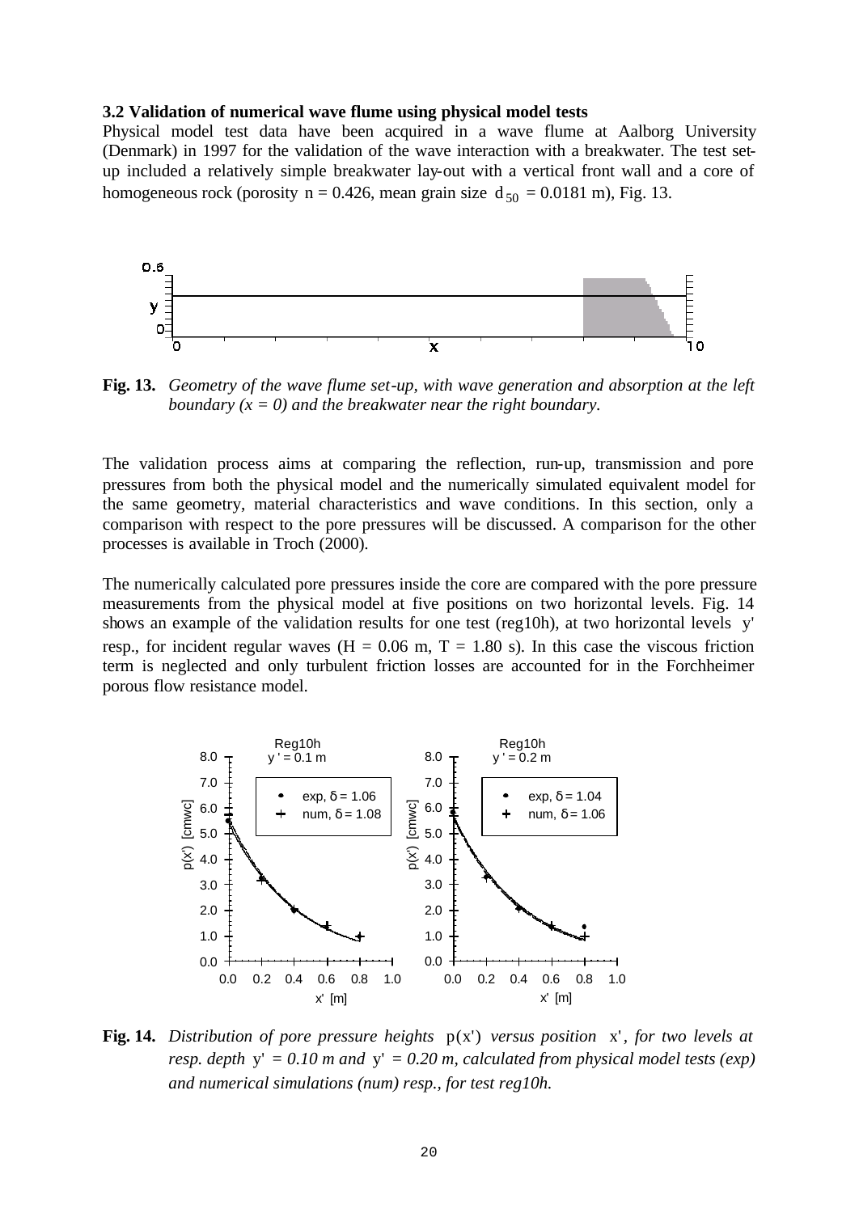### 3.2 Validation of numerical wave flume using physical model tests

Physical model test data have been acquired in a wave flume at Aalborg University (Denmark) in 1997 for the validation of the wave interaction with a breakwater. The test set-up included a relatively simple breakwater lay-out with a vertical front wall and a core of homogeneous rock (porosity $n = 0.426$, mean grain size $d_{50} = 0.0181$ m), Fig. 13.

**Fig. 13.** *Geometry of the wave flume set-up, with wave generation and absorption at the left boundary ($x = 0$) and the breakwater near the right boundary.*

The validation process aims at comparing the reflection, run-up, transmission and pore pressures from both the physical model and the numerically simulated equivalent model for the same geometry, material characteristics and wave conditions. In this section, only a comparison with respect to the pore pressures will be discussed. A comparison for the other processes is available in Troch (2000).

The numerically calculated pore pressures inside the core are compared with the pore pressure measurements from the physical model at five positions on two horizontal levels. Fig. 14 shows an example of the validation results for one test (reg10h), at two horizontal levels $y'$ resp., for incident regular waves ($H = 0.06$ m, $T = 1.80$ s). In this case the viscous friction term is neglected and only turbulent friction losses are accounted for in the Forchheimer porous flow resistance model.

**Fig. 14.** *Distribution of pore pressure heights $p(x')$ versus position $x'$, for two levels at resp. depth $y' = 0.10$ m and $y' = 0.20$ m, calculated from physical model tests (exp) and numerical simulations (num) resp., for test reg10h.*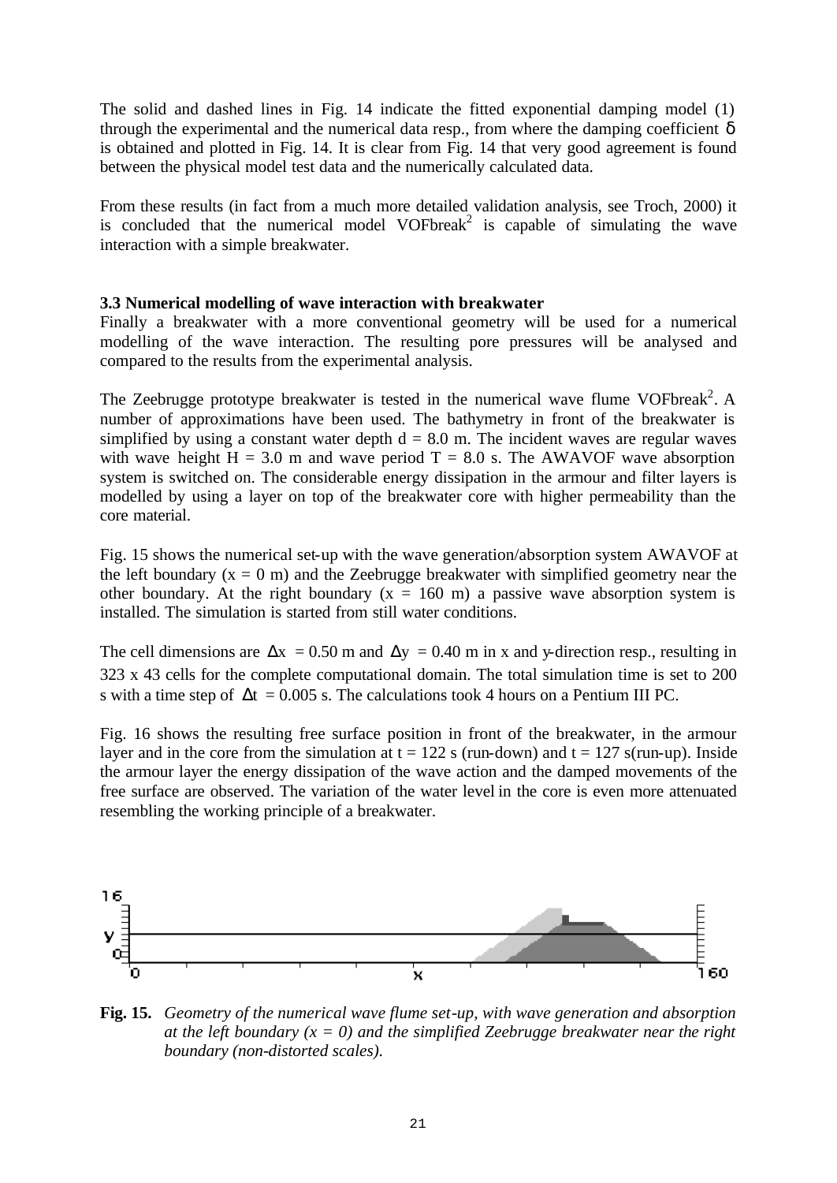The solid and dashed lines in Fig. 14 indicate the fitted exponential damping model (1) through the experimental and the numerical data resp., from where the damping coefficient $\delta$ is obtained and plotted in Fig. 14. It is clear from Fig. 14 that very good agreement is found between the physical model test data and the numerically calculated data.

From these results (in fact from a much more detailed validation analysis, see Troch, 2000) it is concluded that the numerical model VOFbreak$^2$ is capable of simulating the wave interaction with a simple breakwater.

### 3.3 Numerical modelling of wave interaction with breakwater

Finally a breakwater with a more conventional geometry will be used for a numerical modelling of the wave interaction. The resulting pore pressures will be analysed and compared to the results from the experimental analysis.

The Zeebrugge prototype breakwater is tested in the numerical wave flume VOFbreak$^2$. A number of approximations have been used. The bathymetry in front of the breakwater is simplified by using a constant water depth $d = 8.0$ m. The incident waves are regular waves with wave height $H = 3.0$ m and wave period $T = 8.0$ s. The AWAVOF wave absorption system is switched on. The considerable energy dissipation in the armour and filter layers is modelled by using a layer on top of the breakwater core with higher permeability than the core material.

Fig. 15 shows the numerical set-up with the wave generation/absorption system AWAVOF at the left boundary ($x = 0$ m) and the Zeebrugge breakwater with simplified geometry near the other boundary. At the right boundary ($x = 160$ m) a passive wave absorption system is installed. The simulation is started from still water conditions.

The cell dimensions are $\Delta x = 0.50$ m and $\Delta y = 0.40$ m in x and y-direction resp., resulting in 323 x 43 cells for the complete computational domain. The total simulation time is set to 200 s with a time step of $\Delta t = 0.005$ s. The calculations took 4 hours on a Pentium III PC.

Fig. 16 shows the resulting free surface position in front of the breakwater, in the armour layer and in the core from the simulation at $t = 122$ s (run-down) and $t = 127$ s(run-up). Inside the armour layer the energy dissipation of the wave action and the damped movements of the free surface are observed. The variation of the water level in the core is even more attenuated resembling the working principle of a breakwater.

**Fig. 15.** *Geometry of the numerical wave flume set-up, with wave generation and absorption at the left boundary (x = 0) and the simplified Zeebrugge breakwater near the right boundary (non-distorted scales).*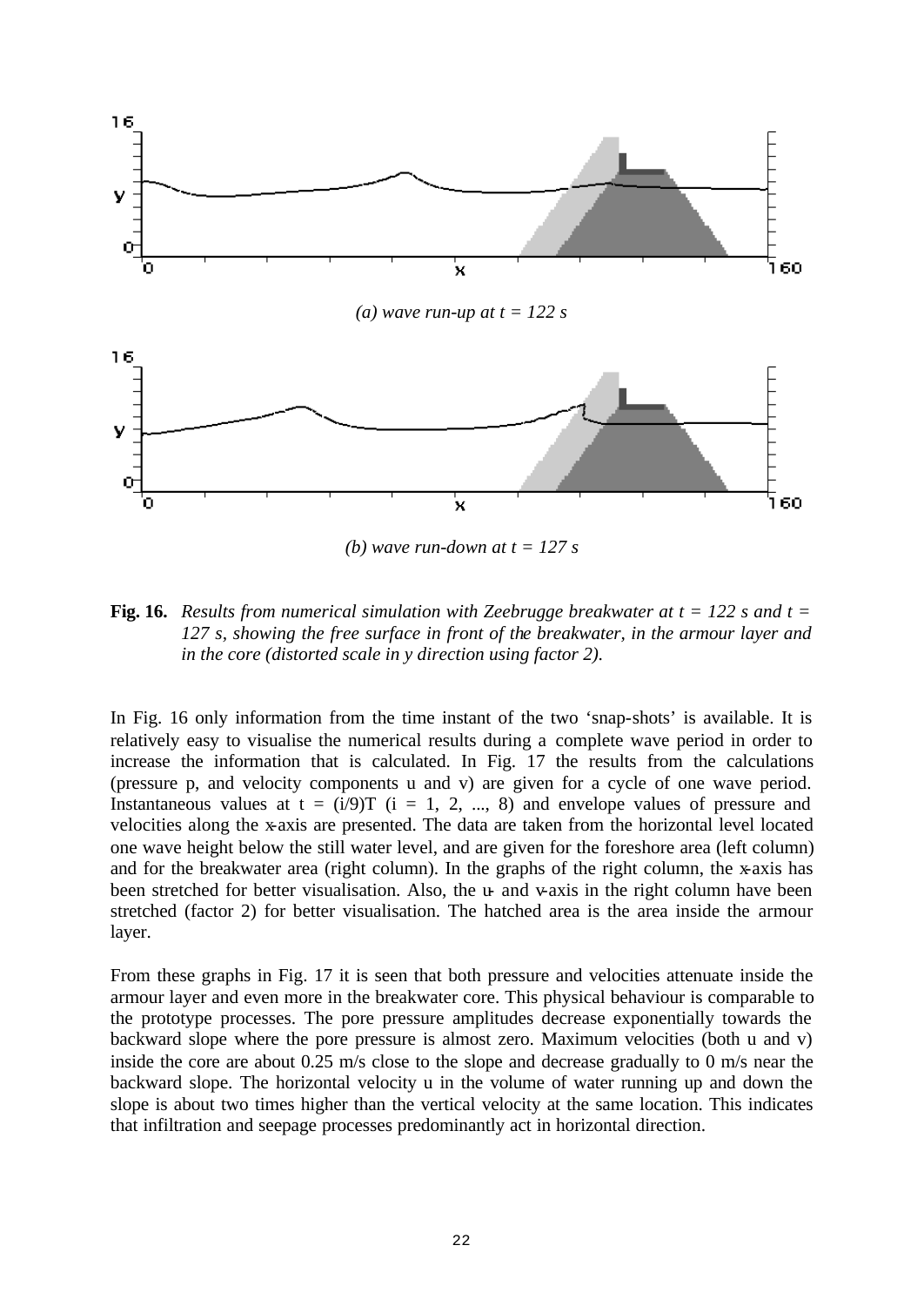*(a) wave run-up at t = 122 s*

*(b) wave run-down at t = 127 s*

**Fig. 16.** *Results from numerical simulation with Zeebrugge breakwater at t = 122 s and t = 127 s, showing the free surface in front of the breakwater, in the armour layer and in the core (distorted scale in y direction using factor 2).*

In Fig. 16 only information from the time instant of the two 'snap-shots' is available. It is relatively easy to visualise the numerical results during a complete wave period in order to increase the information that is calculated. In Fig. 17 the results from the calculations (pressure p, and velocity components u and v) are given for a cycle of one wave period. Instantaneous values at $t = (i/9)T$ ($i = 1, 2, ..., 8$) and envelope values of pressure and velocities along the x-axis are presented. The data are taken from the horizontal level located one wave height below the still water level, and are given for the foreshore area (left column) and for the breakwater area (right column). In the graphs of the right column, the x-axis has been stretched for better visualisation. Also, the u- and v-axis in the right column have been stretched (factor 2) for better visualisation. The hatched area is the area inside the armour layer.

From these graphs in Fig. 17 it is seen that both pressure and velocities attenuate inside the armour layer and even more in the breakwater core. This physical behaviour is comparable to the prototype processes. The pore pressure amplitudes decrease exponentially towards the backward slope where the pore pressure is almost zero. Maximum velocities (both u and v) inside the core are about 0.25 m/s close to the slope and decrease gradually to 0 m/s near the backward slope. The horizontal velocity u in the volume of water running up and down the slope is about two times higher than the vertical velocity at the same location. This indicates that infiltration and seepage processes predominantly act in horizontal direction.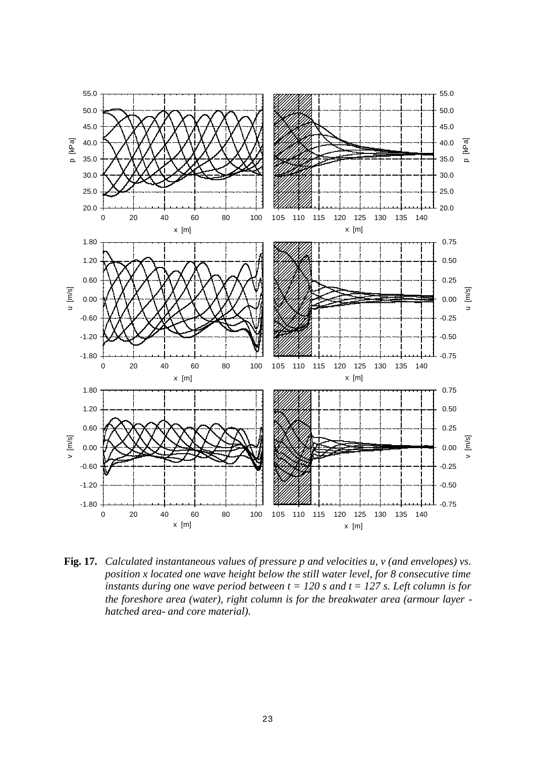**Fig. 17.** *Calculated instantaneous values of pressure p and velocities u, v (and envelopes) vs. position x located one wave height below the still water level, for 8 consecutive time instants during one wave period between t = 120 s and t = 127 s. Left column is for the foreshore area (water), right column is for the breakwater area (armour layer - hatched area- and core material).*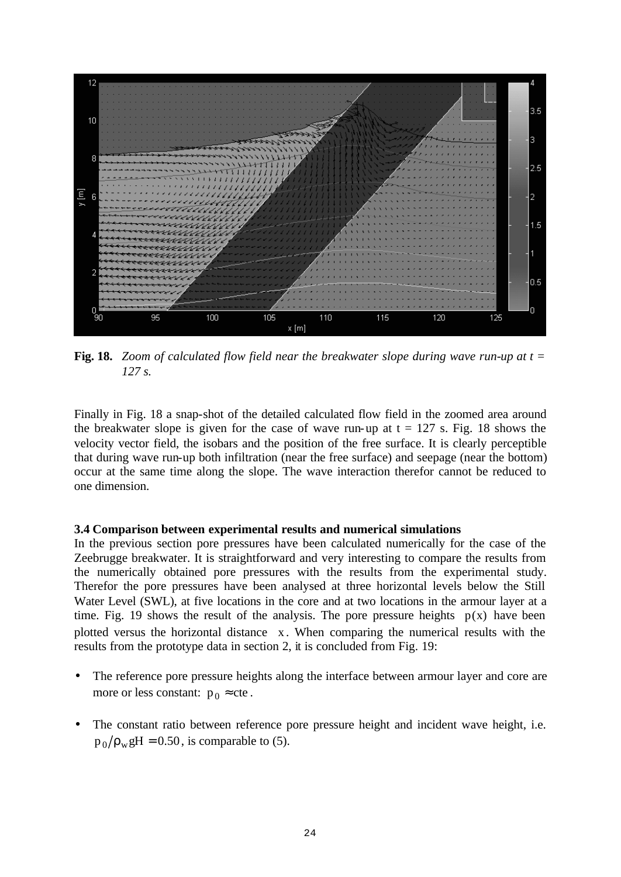**Fig. 18.** *Zoom of calculated flow field near the breakwater slope during wave run-up at t = 127 s.*

Finally in Fig. 18 a snap-shot of the detailed calculated flow field in the zoomed area around the breakwater slope is given for the case of wave run-up at t = 127 s. Fig. 18 shows the velocity vector field, the isobars and the position of the free surface. It is clearly perceptible that during wave run-up both infiltration (near the free surface) and seepage (near the bottom) occur at the same time along the slope. The wave interaction therefor cannot be reduced to one dimension.

### 3.4 Comparison between experimental results and numerical simulations

In the previous section pore pressures have been calculated numerically for the case of the Zeebrugge breakwater. It is straightforward and very interesting to compare the results from the numerically obtained pore pressures with the results from the experimental study. Therefor the pore pressures have been analysed at three horizontal levels below the Still Water Level (SWL), at five locations in the core and at two locations in the armour layer at a time. Fig. 19 shows the result of the analysis. The pore pressure heights $p(x)$ have been plotted versus the horizontal distance $x$. When comparing the numerical results with the results from the prototype data in section 2, it is concluded from Fig. 19:

- The reference pore pressure heights along the interface between armour layer and core are more or less constant: $p_0 \approx \text{cte}$.
- The constant ratio between reference pore pressure height and incident wave height, i.e. $p_0/\rho_w gH = 0.50$, is comparable to (5).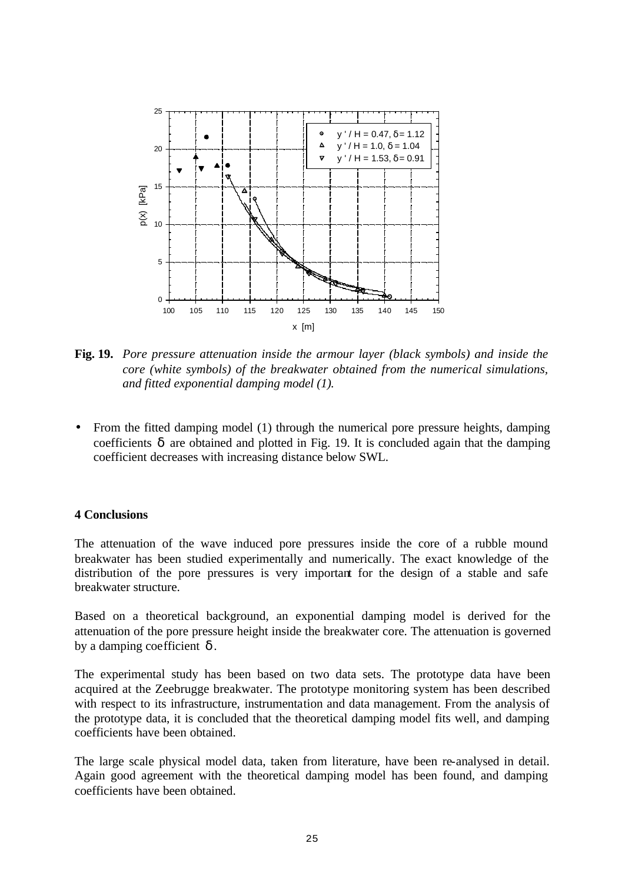**Fig. 19.** *Pore pressure attenuation inside the armour layer (black symbols) and inside the core (white symbols) of the breakwater obtained from the numerical simulations, and fitted exponential damping model (1).*

- From the fitted damping model (1) through the numerical pore pressure heights, damping coefficients $\delta$ are obtained and plotted in Fig. 19. It is concluded again that the damping coefficient decreases with increasing distance below SWL.

## 4 Conclusions

The attenuation of the wave induced pore pressures inside the core of a rubble mound breakwater has been studied experimentally and numerically. The exact knowledge of the distribution of the pore pressures is very important for the design of a stable and safe breakwater structure.

Based on a theoretical background, an exponential damping model is derived for the attenuation of the pore pressure height inside the breakwater core. The attenuation is governed by a damping coefficient $\delta$.

The experimental study has been based on two data sets. The prototype data have been acquired at the Zeebrugge breakwater. The prototype monitoring system has been described with respect to its infrastructure, instrumentation and data management. From the analysis of the prototype data, it is concluded that the theoretical damping model fits well, and damping coefficients have been obtained.

The large scale physical model data, taken from literature, have been re-analysed in detail. Again good agreement with the theoretical damping model has been found, and damping coefficients have been obtained.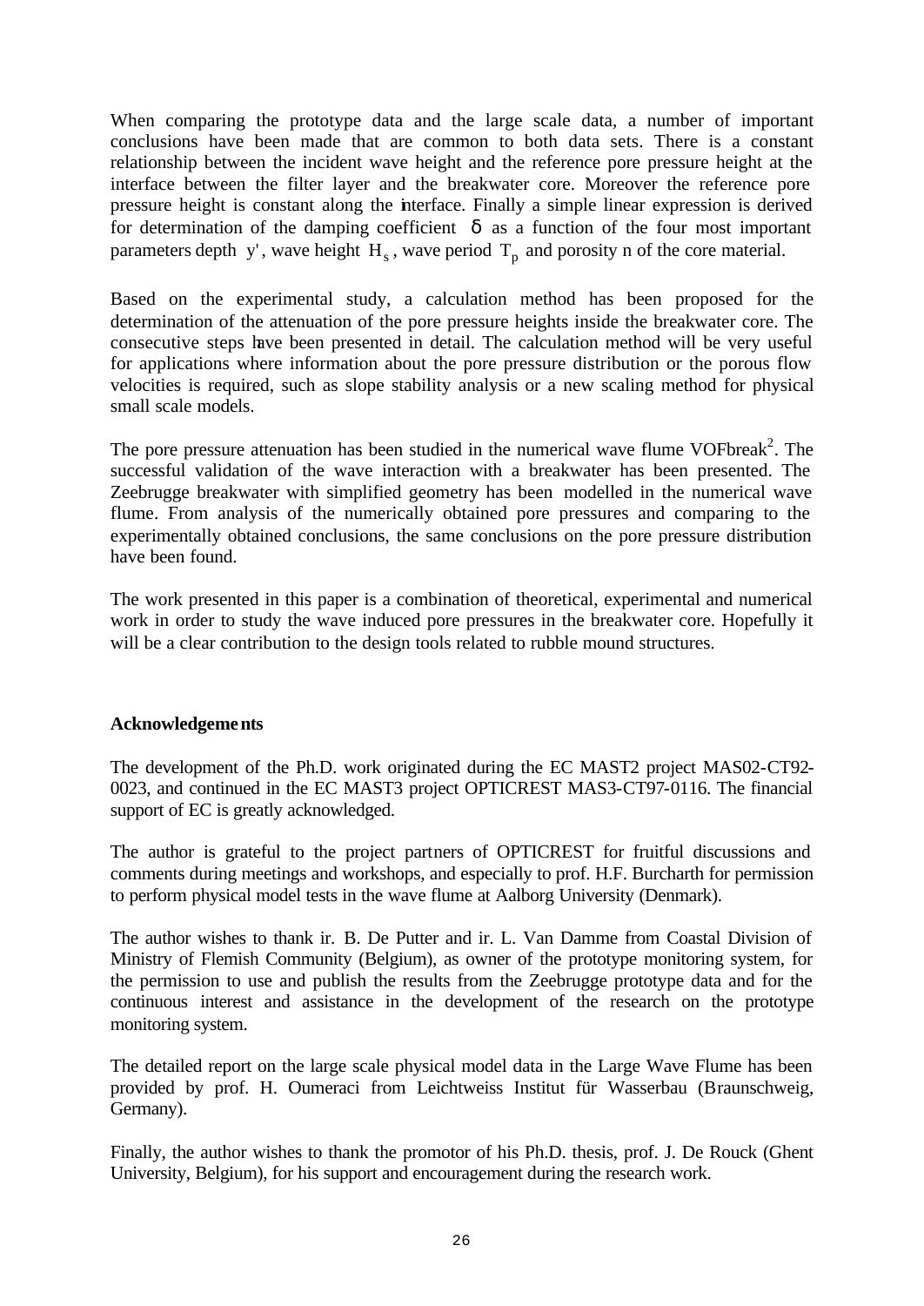When comparing the prototype data and the large scale data, a number of important conclusions have been made that are common to both data sets. There is a constant relationship between the incident wave height and the reference pore pressure height at the interface between the filter layer and the breakwater core. Moreover the reference pore pressure height is constant along the interface. Finally a simple linear expression is derived for determination of the damping coefficient $\delta$ as a function of the four most important parameters depth $y'$, wave height $H_s$, wave period $T_p$ and porosity n of the core material.

Based on the experimental study, a calculation method has been proposed for the determination of the attenuation of the pore pressure heights inside the breakwater core. The consecutive steps have been presented in detail. The calculation method will be very useful for applications where information about the pore pressure distribution or the porous flow velocities is required, such as slope stability analysis or a new scaling method for physical small scale models.

The pore pressure attenuation has been studied in the numerical wave flume VOFbreak[2]. The successful validation of the wave interaction with a breakwater has been presented. The Zeebrugge breakwater with simplified geometry has been modelled in the numerical wave flume. From analysis of the numerically obtained pore pressures and comparing to the experimentally obtained conclusions, the same conclusions on the pore pressure distribution have been found.

The work presented in this paper is a combination of theoretical, experimental and numerical work in order to study the wave induced pore pressures in the breakwater core. Hopefully it will be a clear contribution to the design tools related to rubble mound structures.

**Acknowledgements**

The development of the Ph.D. work originated during the EC MAST2 project MAS02-CT92-0023, and continued in the EC MAST3 project OPTICREST MAS3-CT97-0116. The financial support of EC is greatly acknowledged.

The author is grateful to the project partners of OPTICREST for fruitful discussions and comments during meetings and workshops, and especially to prof. H.F. Burcharth for permission to perform physical model tests in the wave flume at Aalborg University (Denmark).

The author wishes to thank ir. B. De Putter and ir. L. Van Damme from Coastal Division of Ministry of Flemish Community (Belgium), as owner of the prototype monitoring system, for the permission to use and publish the results from the Zeebrugge prototype data and for the continuous interest and assistance in the development of the research on the prototype monitoring system.

The detailed report on the large scale physical model data in the Large Wave Flume has been provided by prof. H. Oumeraci from Leichtweiss Institut für Wasserbau (Braunschweig, Germany).

Finally, the author wishes to thank the promotor of his Ph.D. thesis, prof. J. De Rouck (Ghent University, Belgium), for his support and encouragement during the research work.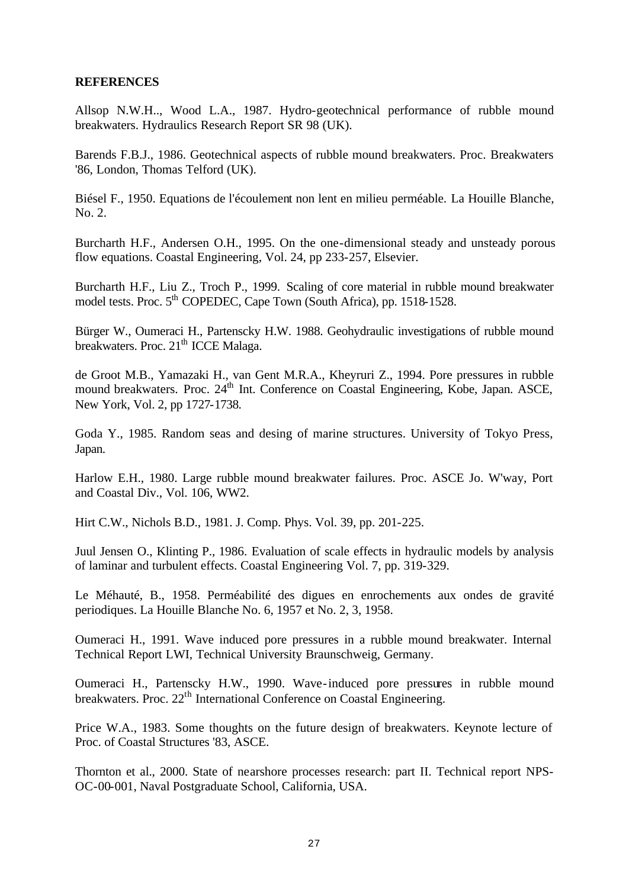**REFERENCES**

Allsop N.W.H.., Wood L.A., 1987. Hydro-geotechnical performance of rubble mound breakwaters. Hydraulics Research Report SR 98 (UK).

Barends F.B.J., 1986. Geotechnical aspects of rubble mound breakwaters. Proc. Breakwaters '86, London, Thomas Telford (UK).

Biésel F., 1950. Equations de l'écoulement non lent en milieu perméable. La Houille Blanche, No. 2.

Burcharth H.F., Andersen O.H., 1995. On the one-dimensional steady and unsteady porous flow equations. Coastal Engineering, Vol. 24, pp 233-257, Elsevier.

Burcharth H.F., Liu Z., Troch P., 1999. Scaling of core material in rubble mound breakwater model tests. Proc. 5th COPEDEC, Cape Town (South Africa), pp. 1518-1528.

Bürger W., Oumeraci H., Partenscky H.W. 1988. Geohydraulic investigations of rubble mound breakwaters. Proc. 21th ICCE Malaga.

de Groot M.B., Yamazaki H., van Gent M.R.A., Kheyruri Z., 1994. Pore pressures in rubble mound breakwaters. Proc. 24th Int. Conference on Coastal Engineering, Kobe, Japan. ASCE, New York, Vol. 2, pp 1727-1738.

Goda Y., 1985. Random seas and desing of marine structures. University of Tokyo Press, Japan.

Harlow E.H., 1980. Large rubble mound breakwater failures. Proc. ASCE Jo. W'way, Port and Coastal Div., Vol. 106, WW2.

Hirt C.W., Nichols B.D., 1981. J. Comp. Phys. Vol. 39, pp. 201-225.

Juul Jensen O., Klinting P., 1986. Evaluation of scale effects in hydraulic models by analysis of laminar and turbulent effects. Coastal Engineering Vol. 7, pp. 319-329.

Le Méhauté, B., 1958. Perméabilité des digues en enrochements aux ondes de gravité periodiques. La Houille Blanche No. 6, 1957 et No. 2, 3, 1958.

Oumeraci H., 1991. Wave induced pore pressures in a rubble mound breakwater. Internal Technical Report LWI, Technical University Braunschweig, Germany.

Oumeraci H., Partenscky H.W., 1990. Wave-induced pore pressures in rubble mound breakwaters. Proc. 22th International Conference on Coastal Engineering.

Price W.A., 1983. Some thoughts on the future design of breakwaters. Keynote lecture of Proc. of Coastal Structures '83, ASCE.

Thornton et al., 2000. State of nearshore processes research: part II. Technical report NPS-OC-00-001, Naval Postgraduate School, California, USA.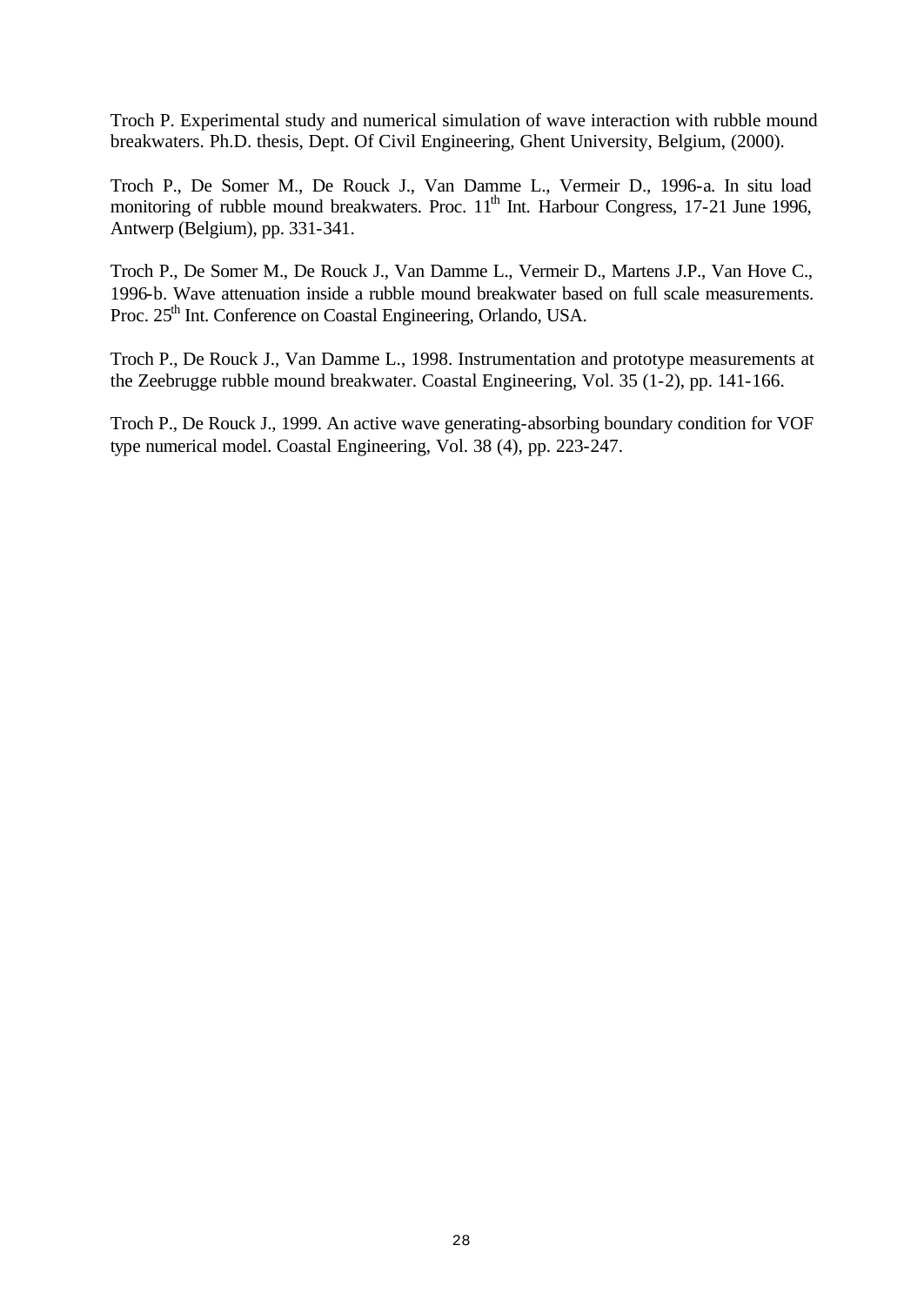Troch P. Experimental study and numerical simulation of wave interaction with rubble mound breakwaters. Ph.D. thesis, Dept. Of Civil Engineering, Ghent University, Belgium, (2000).

Troch P., De Somer M., De Rouck J., Van Damme L., Vermeir D., 1996-a. In situ load monitoring of rubble mound breakwaters. Proc. 11th Int. Harbour Congress, 17-21 June 1996, Antwerp (Belgium), pp. 331-341.

Troch P., De Somer M., De Rouck J., Van Damme L., Vermeir D., Martens J.P., Van Hove C., 1996-b. Wave attenuation inside a rubble mound breakwater based on full scale measurements. Proc. 25th Int. Conference on Coastal Engineering, Orlando, USA.

Troch P., De Rouck J., Van Damme L., 1998. Instrumentation and prototype measurements at the Zeebrugge rubble mound breakwater. Coastal Engineering, Vol. 35 (1-2), pp. 141-166.

Troch P., De Rouck J., 1999. An active wave generating-absorbing boundary condition for VOF type numerical model. Coastal Engineering, Vol. 38 (4), pp. 223-247.